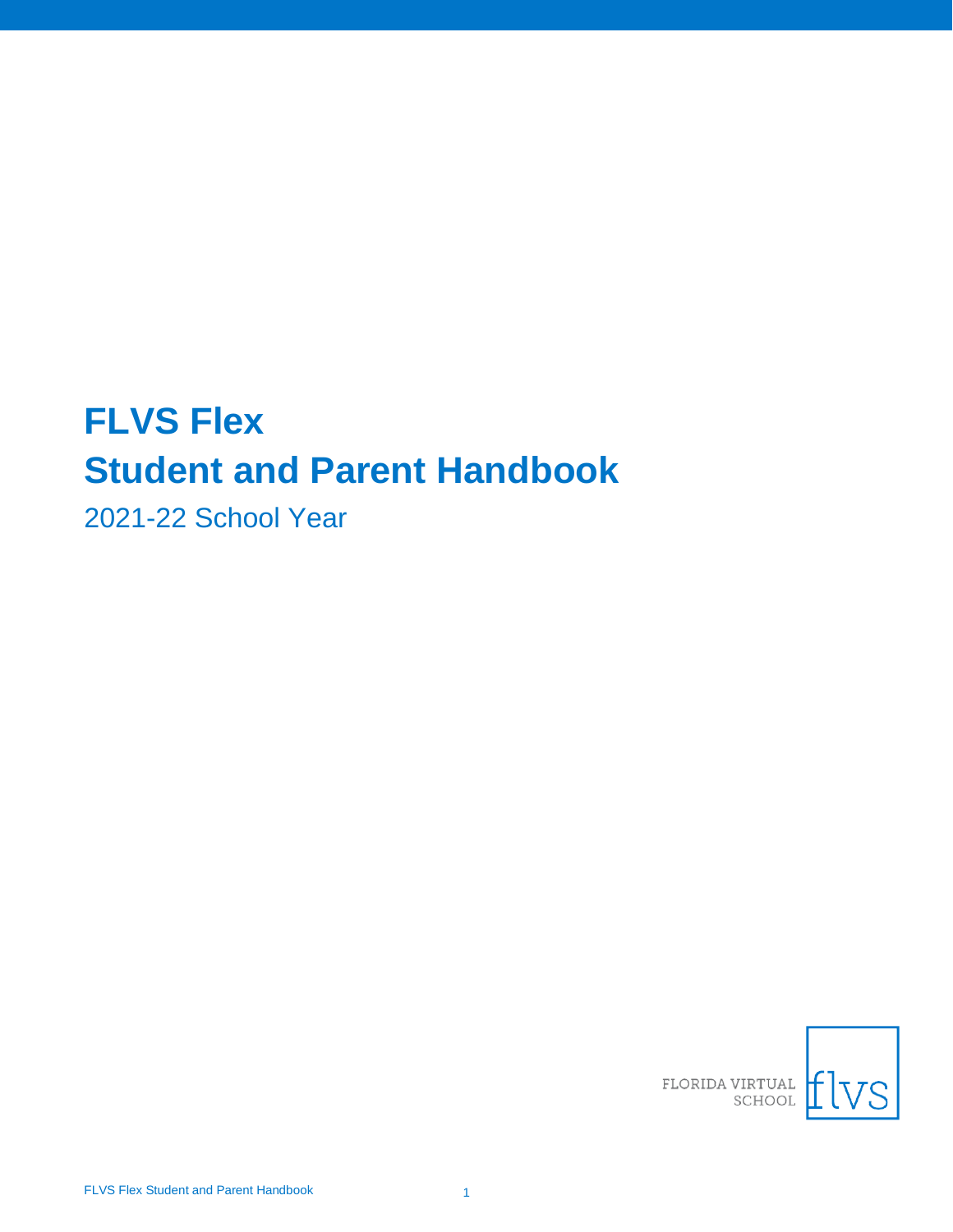# FLVS Flex
# Student and Parent Handbook

2021-22 School Year

FLORIDA VIRTUAL SCHOOL flvs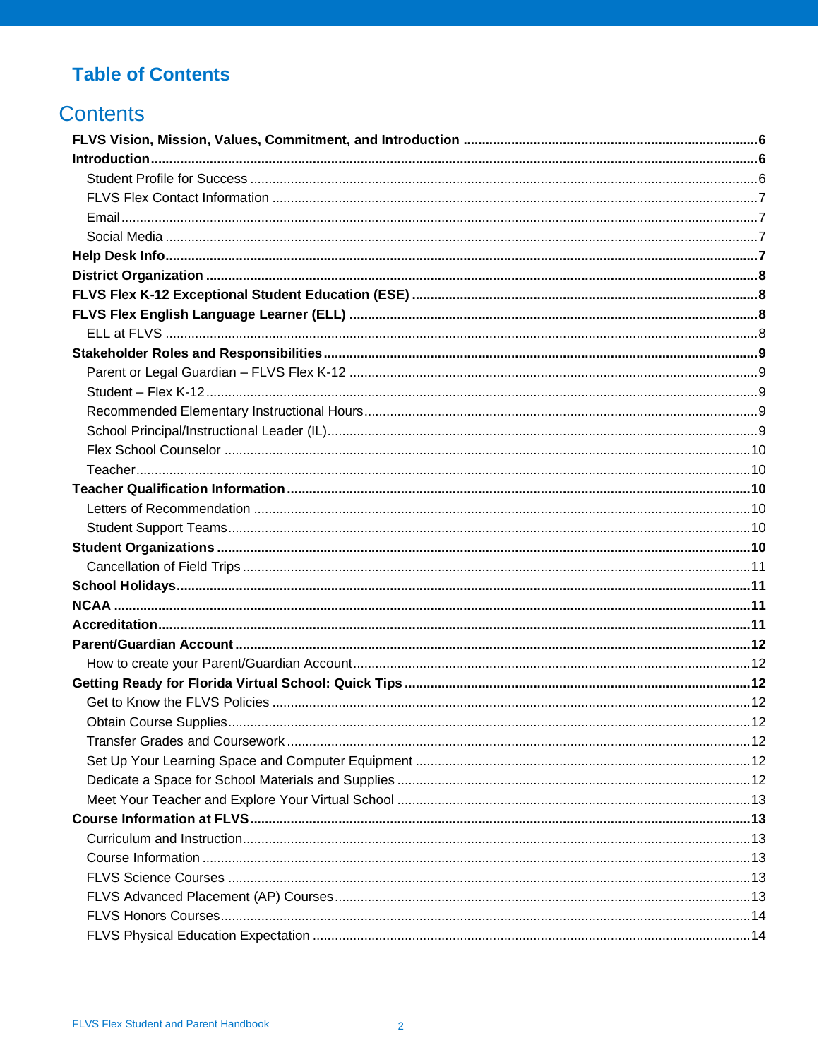# Table of Contents

## Contents

**FLVS Vision, Mission, Values, Commitment, and Introduction** .......... 6
**Introduction** .......... 6
- Student Profile for Success .......... 6
- FLVS Flex Contact Information .......... 7
- Email .......... 7
- Social Media .......... 7

**Help Desk Info** .......... 7
**District Organization** .......... 8
**FLVS Flex K-12 Exceptional Student Education (ESE)** .......... 8
**FLVS Flex English Language Learner (ELL)** .......... 8
- ELL at FLVS .......... 8

**Stakeholder Roles and Responsibilities** .......... 9
- Parent or Legal Guardian – FLVS Flex K-12 .......... 9
- Student – Flex K-12 .......... 9
- Recommended Elementary Instructional Hours .......... 9
- School Principal/Instructional Leader (IL) .......... 9
- Flex School Counselor .......... 10
- Teacher .......... 10

**Teacher Qualification Information** .......... 10
- Letters of Recommendation .......... 10
- Student Support Teams .......... 10

**Student Organizations** .......... 10
- Cancellation of Field Trips .......... 11

**School Holidays** .......... 11
**NCAA** .......... 11
**Accreditation** .......... 11
**Parent/Guardian Account** .......... 12
- How to create your Parent/Guardian Account .......... 12

**Getting Ready for Florida Virtual School: Quick Tips** .......... 12
- Get to Know the FLVS Policies .......... 12
- Obtain Course Supplies .......... 12
- Transfer Grades and Coursework .......... 12
- Set Up Your Learning Space and Computer Equipment .......... 12
- Dedicate a Space for School Materials and Supplies .......... 12
- Meet Your Teacher and Explore Your Virtual School .......... 13

**Course Information at FLVS** .......... 13
- Curriculum and Instruction .......... 13
- Course Information .......... 13
- FLVS Science Courses .......... 13
- FLVS Advanced Placement (AP) Courses .......... 13
- FLVS Honors Courses .......... 14
- FLVS Physical Education Expectation .......... 14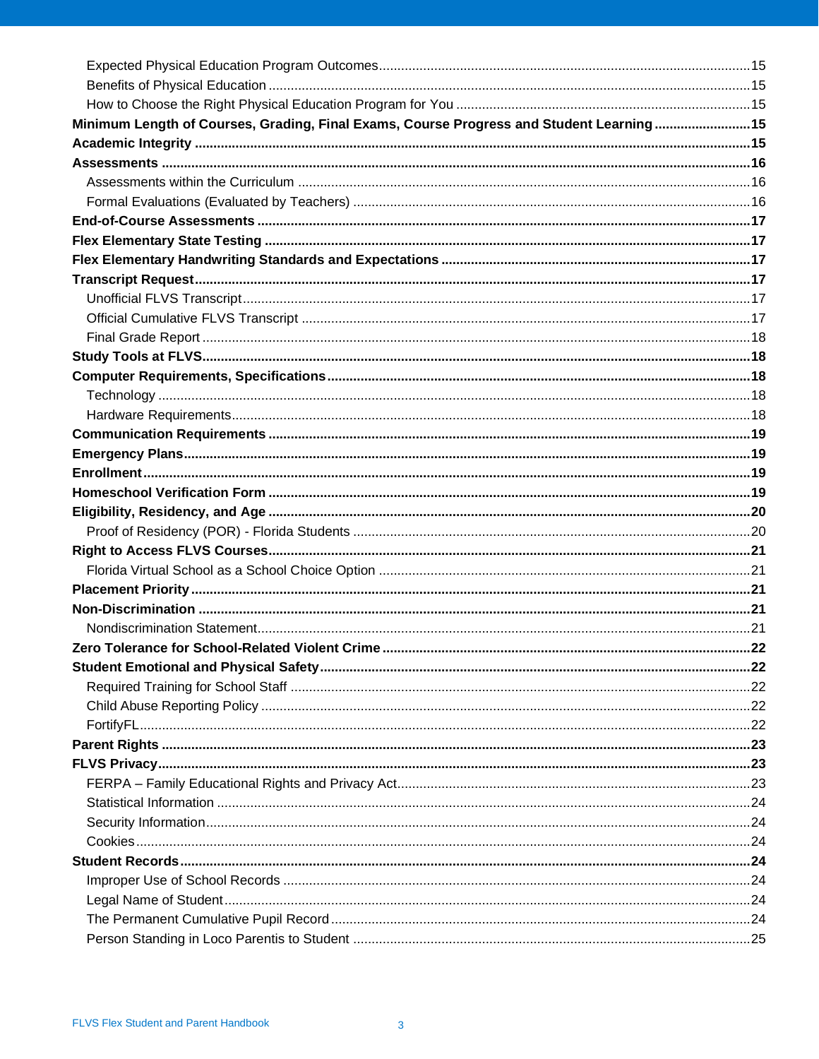Expected Physical Education Program Outcomes....................15
Benefits of Physical Education....................15
How to Choose the Right Physical Education Program for You....................15
**Minimum Length of Courses, Grading, Final Exams, Course Progress and Student Learning....................15**
**Academic Integrity....................15**
**Assessments....................16**
Assessments within the Curriculum....................16
Formal Evaluations (Evaluated by Teachers)....................16
**End-of-Course Assessments....................17**
**Flex Elementary State Testing....................17**
**Flex Elementary Handwriting Standards and Expectations....................17**
**Transcript Request....................17**
Unofficial FLVS Transcript....................17
Official Cumulative FLVS Transcript....................17
Final Grade Report....................18
**Study Tools at FLVS....................18**
**Computer Requirements, Specifications....................18**
Technology....................18
Hardware Requirements....................18
**Communication Requirements....................19**
**Emergency Plans....................19**
**Enrollment....................19**
**Homeschool Verification Form....................19**
**Eligibility, Residency, and Age....................20**
Proof of Residency (POR) - Florida Students....................20
**Right to Access FLVS Courses....................21**
Florida Virtual School as a School Choice Option....................21
**Placement Priority....................21**
**Non-Discrimination....................21**
Nondiscrimination Statement....................21
**Zero Tolerance for School-Related Violent Crime....................22**
**Student Emotional and Physical Safety....................22**
Required Training for School Staff....................22
Child Abuse Reporting Policy....................22
FortifyFL....................22
**Parent Rights....................23**
**FLVS Privacy....................23**
FERPA – Family Educational Rights and Privacy Act....................23
Statistical Information....................24
Security Information....................24
Cookies....................24
**Student Records....................24**
Improper Use of School Records....................24
Legal Name of Student....................24
The Permanent Cumulative Pupil Record....................24
Person Standing in Loco Parentis to Student....................25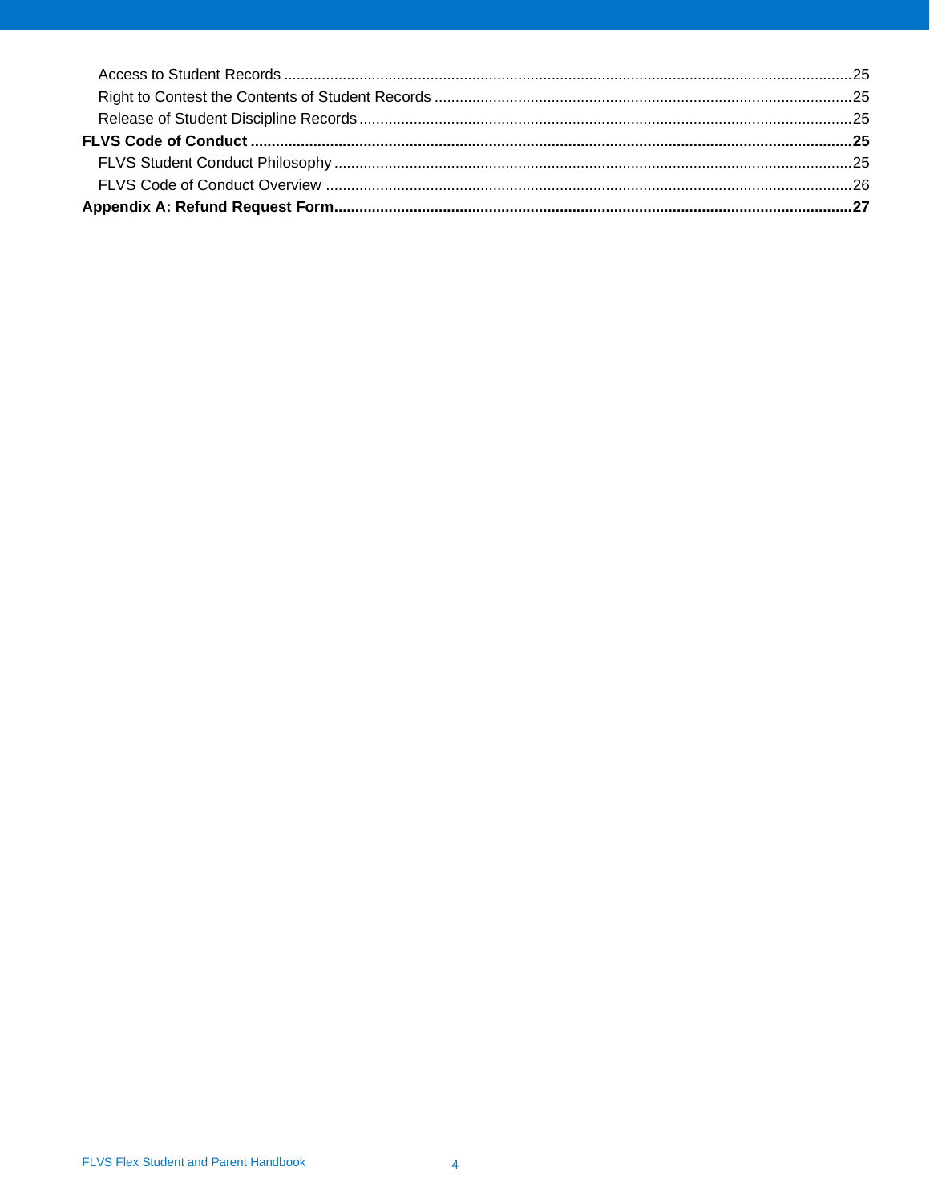Access to Student Records ........................................................................................................................25
Right to Contest the Contents of Student Records ....................................................................................25
Release of Student Discipline Records ......................................................................................................25
**FLVS Code of Conduct ...............................................................................................................................25**
FLVS Student Conduct Philosophy ............................................................................................................25
FLVS Code of Conduct Overview ..............................................................................................................26
**Appendix A: Refund Request Form............................................................................................................27**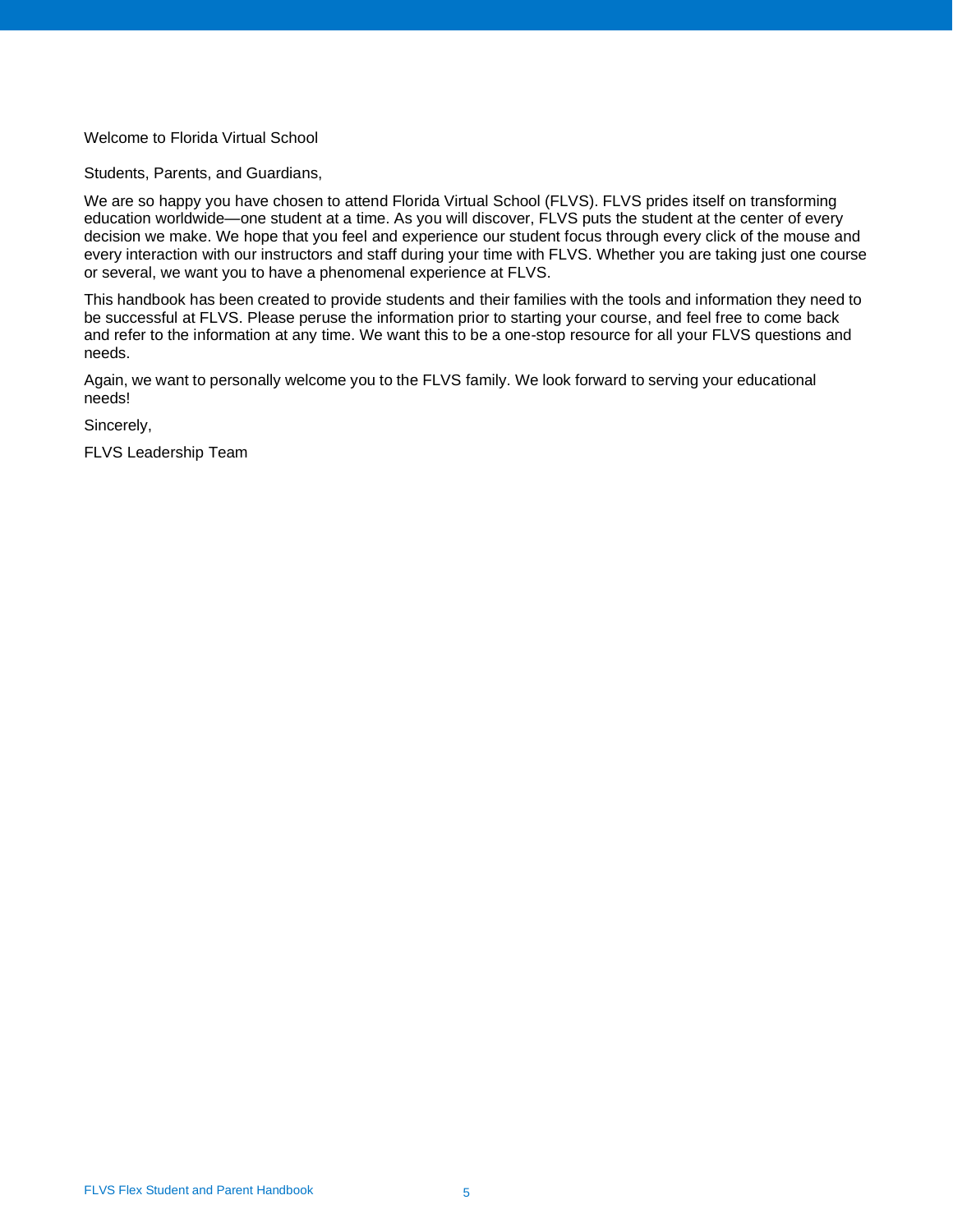# Welcome to Florida Virtual School

Students, Parents, and Guardians,

We are so happy you have chosen to attend Florida Virtual School (FLVS). FLVS prides itself on transforming education worldwide—one student at a time. As you will discover, FLVS puts the student at the center of every decision we make. We hope that you feel and experience our student focus through every click of the mouse and every interaction with our instructors and staff during your time with FLVS. Whether you are taking just one course or several, we want you to have a phenomenal experience at FLVS.

This handbook has been created to provide students and their families with the tools and information they need to be successful at FLVS. Please peruse the information prior to starting your course, and feel free to come back and refer to the information at any time. We want this to be a one-stop resource for all your FLVS questions and needs.

Again, we want to personally welcome you to the FLVS family. We look forward to serving your educational needs!

Sincerely,

FLVS Leadership Team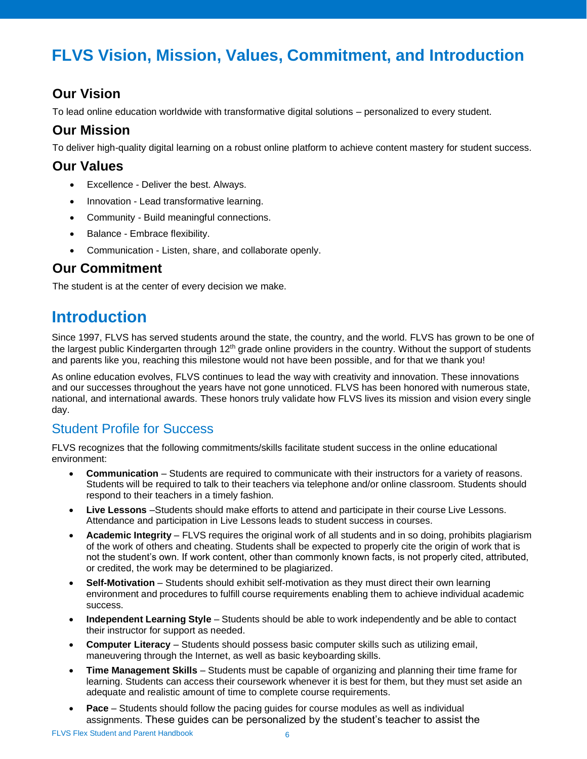# FLVS Vision, Mission, Values, Commitment, and Introduction

## Our Vision

To lead online education worldwide with transformative digital solutions – personalized to every student.

## Our Mission

To deliver high-quality digital learning on a robust online platform to achieve content mastery for student success.

## Our Values

- Excellence - Deliver the best. Always.
- Innovation - Lead transformative learning.
- Community - Build meaningful connections.
- Balance - Embrace flexibility.
- Communication - Listen, share, and collaborate openly.

## Our Commitment

The student is at the center of every decision we make.

# Introduction

Since 1997, FLVS has served students around the state, the country, and the world. FLVS has grown to be one of the largest public Kindergarten through 12th grade online providers in the country. Without the support of students and parents like you, reaching this milestone would not have been possible, and for that we thank you!

As online education evolves, FLVS continues to lead the way with creativity and innovation. These innovations and our successes throughout the years have not gone unnoticed. FLVS has been honored with numerous state, national, and international awards. These honors truly validate how FLVS lives its mission and vision every single day.

## Student Profile for Success

FLVS recognizes that the following commitments/skills facilitate student success in the online educational environment:

- **Communication** – Students are required to communicate with their instructors for a variety of reasons. Students will be required to talk to their teachers via telephone and/or online classroom. Students should respond to their teachers in a timely fashion.
- **Live Lessons** –Students should make efforts to attend and participate in their course Live Lessons. Attendance and participation in Live Lessons leads to student success in courses.
- **Academic Integrity** – FLVS requires the original work of all students and in so doing, prohibits plagiarism of the work of others and cheating. Students shall be expected to properly cite the origin of work that is not the student's own. If work content, other than commonly known facts, is not properly cited, attributed, or credited, the work may be determined to be plagiarized.
- **Self-Motivation** – Students should exhibit self-motivation as they must direct their own learning environment and procedures to fulfill course requirements enabling them to achieve individual academic success.
- **Independent Learning Style** – Students should be able to work independently and be able to contact their instructor for support as needed.
- **Computer Literacy** – Students should possess basic computer skills such as utilizing email, maneuvering through the Internet, as well as basic keyboarding skills.
- **Time Management Skills** – Students must be capable of organizing and planning their time frame for learning. Students can access their coursework whenever it is best for them, but they must set aside an adequate and realistic amount of time to complete course requirements.
- **Pace** – Students should follow the pacing guides for course modules as well as individual assignments. These guides can be personalized by the student's teacher to assist the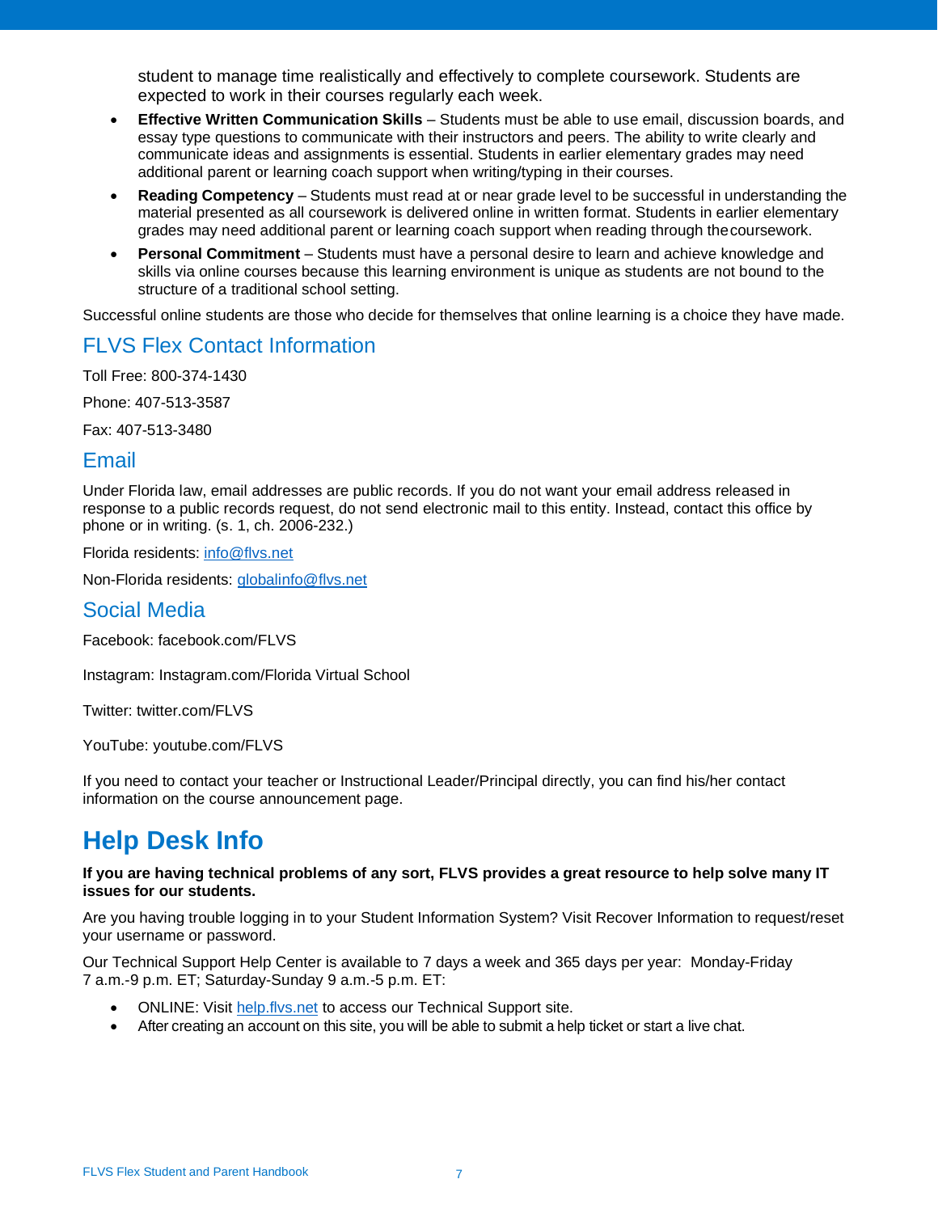student to manage time realistically and effectively to complete coursework. Students are expected to work in their courses regularly each week.

- **Effective Written Communication Skills** – Students must be able to use email, discussion boards, and essay type questions to communicate with their instructors and peers. The ability to write clearly and communicate ideas and assignments is essential. Students in earlier elementary grades may need additional parent or learning coach support when writing/typing in their courses.
- **Reading Competency** – Students must read at or near grade level to be successful in understanding the material presented as all coursework is delivered online in written format. Students in earlier elementary grades may need additional parent or learning coach support when reading through the coursework.
- **Personal Commitment** – Students must have a personal desire to learn and achieve knowledge and skills via online courses because this learning environment is unique as students are not bound to the structure of a traditional school setting.

Successful online students are those who decide for themselves that online learning is a choice they have made.

## FLVS Flex Contact Information

Toll Free: 800-374-1430

Phone: 407-513-3587

Fax: 407-513-3480

## Email

Under Florida law, email addresses are public records. If you do not want your email address released in response to a public records request, do not send electronic mail to this entity. Instead, contact this office by phone or in writing. (s. 1, ch. 2006-232.)

Florida residents: info@flvs.net

Non-Florida residents: globalinfo@flvs.net

## Social Media

Facebook: facebook.com/FLVS

Instagram: Instagram.com/Florida Virtual School

Twitter: twitter.com/FLVS

YouTube: youtube.com/FLVS

If you need to contact your teacher or Instructional Leader/Principal directly, you can find his/her contact information on the course announcement page.

# Help Desk Info

**If you are having technical problems of any sort, FLVS provides a great resource to help solve many IT issues for our students.**

Are you having trouble logging in to your Student Information System? Visit Recover Information to request/reset your username or password.

Our Technical Support Help Center is available to 7 days a week and 365 days per year: Monday-Friday 7 a.m.-9 p.m. ET; Saturday-Sunday 9 a.m.-5 p.m. ET:

- ONLINE: Visit help.flvs.net to access our Technical Support site.
- After creating an account on this site, you will be able to submit a help ticket or start a live chat.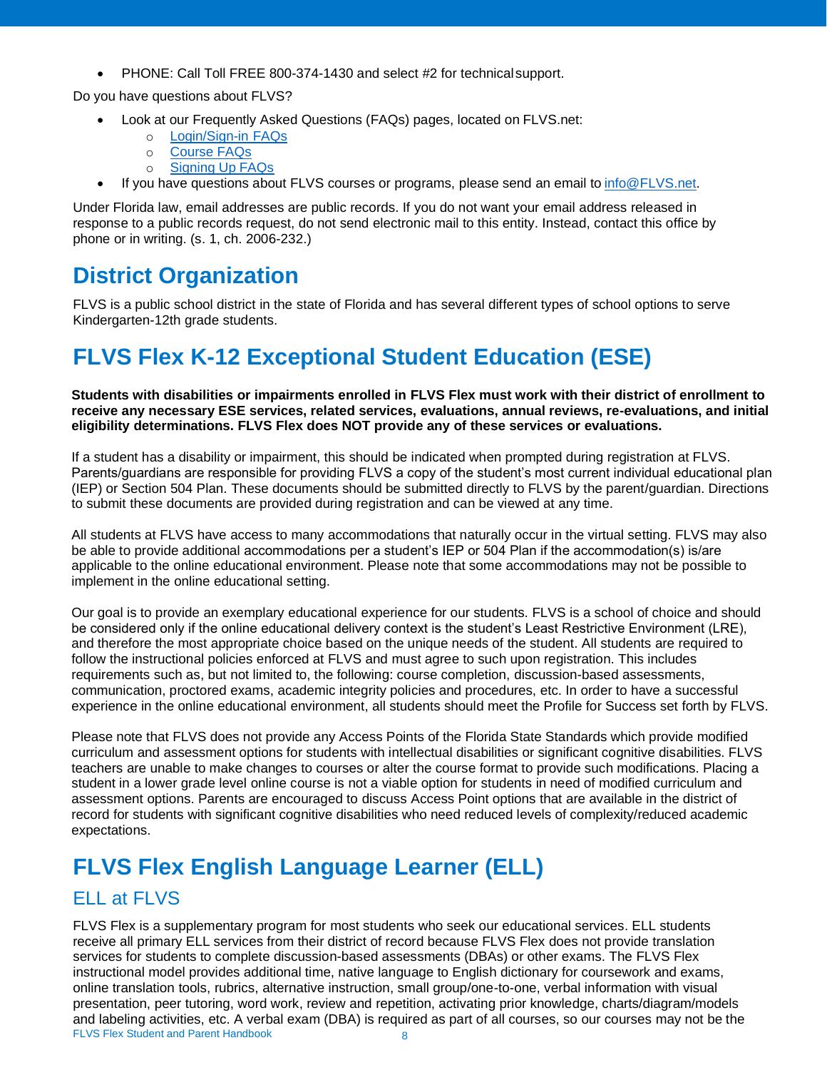- PHONE: Call Toll FREE 800-374-1430 and select #2 for technical support.

Do you have questions about FLVS?

- Look at our Frequently Asked Questions (FAQs) pages, located on FLVS.net:
  - Login/Sign-in FAQs
  - Course FAQs
  - Signing Up FAQs
- If you have questions about FLVS courses or programs, please send an email to info@FLVS.net.

Under Florida law, email addresses are public records. If you do not want your email address released in response to a public records request, do not send electronic mail to this entity. Instead, contact this office by phone or in writing. (s. 1, ch. 2006-232.)

# District Organization

FLVS is a public school district in the state of Florida and has several different types of school options to serve Kindergarten-12th grade students.

# FLVS Flex K-12 Exceptional Student Education (ESE)

**Students with disabilities or impairments enrolled in FLVS Flex must work with their district of enrollment to receive any necessary ESE services, related services, evaluations, annual reviews, re-evaluations, and initial eligibility determinations. FLVS Flex does NOT provide any of these services or evaluations.**

If a student has a disability or impairment, this should be indicated when prompted during registration at FLVS. Parents/guardians are responsible for providing FLVS a copy of the student's most current individual educational plan (IEP) or Section 504 Plan. These documents should be submitted directly to FLVS by the parent/guardian. Directions to submit these documents are provided during registration and can be viewed at any time.

All students at FLVS have access to many accommodations that naturally occur in the virtual setting. FLVS may also be able to provide additional accommodations per a student's IEP or 504 Plan if the accommodation(s) is/are applicable to the online educational environment. Please note that some accommodations may not be possible to implement in the online educational setting.

Our goal is to provide an exemplary educational experience for our students. FLVS is a school of choice and should be considered only if the online educational delivery context is the student's Least Restrictive Environment (LRE), and therefore the most appropriate choice based on the unique needs of the student. All students are required to follow the instructional policies enforced at FLVS and must agree to such upon registration. This includes requirements such as, but not limited to, the following: course completion, discussion-based assessments, communication, proctored exams, academic integrity policies and procedures, etc. In order to have a successful experience in the online educational environment, all students should meet the Profile for Success set forth by FLVS.

Please note that FLVS does not provide any Access Points of the Florida State Standards which provide modified curriculum and assessment options for students with intellectual disabilities or significant cognitive disabilities. FLVS teachers are unable to make changes to courses or alter the course format to provide such modifications. Placing a student in a lower grade level online course is not a viable option for students in need of modified curriculum and assessment options. Parents are encouraged to discuss Access Point options that are available in the district of record for students with significant cognitive disabilities who need reduced levels of complexity/reduced academic expectations.

# FLVS Flex English Language Learner (ELL)

## ELL at FLVS

FLVS Flex is a supplementary program for most students who seek our educational services. ELL students receive all primary ELL services from their district of record because FLVS Flex does not provide translation services for students to complete discussion-based assessments (DBAs) or other exams. The FLVS Flex instructional model provides additional time, native language to English dictionary for coursework and exams, online translation tools, rubrics, alternative instruction, small group/one-to-one, verbal information with visual presentation, peer tutoring, word work, review and repetition, activating prior knowledge, charts/diagram/models and labeling activities, etc. A verbal exam (DBA) is required as part of all courses, so our courses may not be the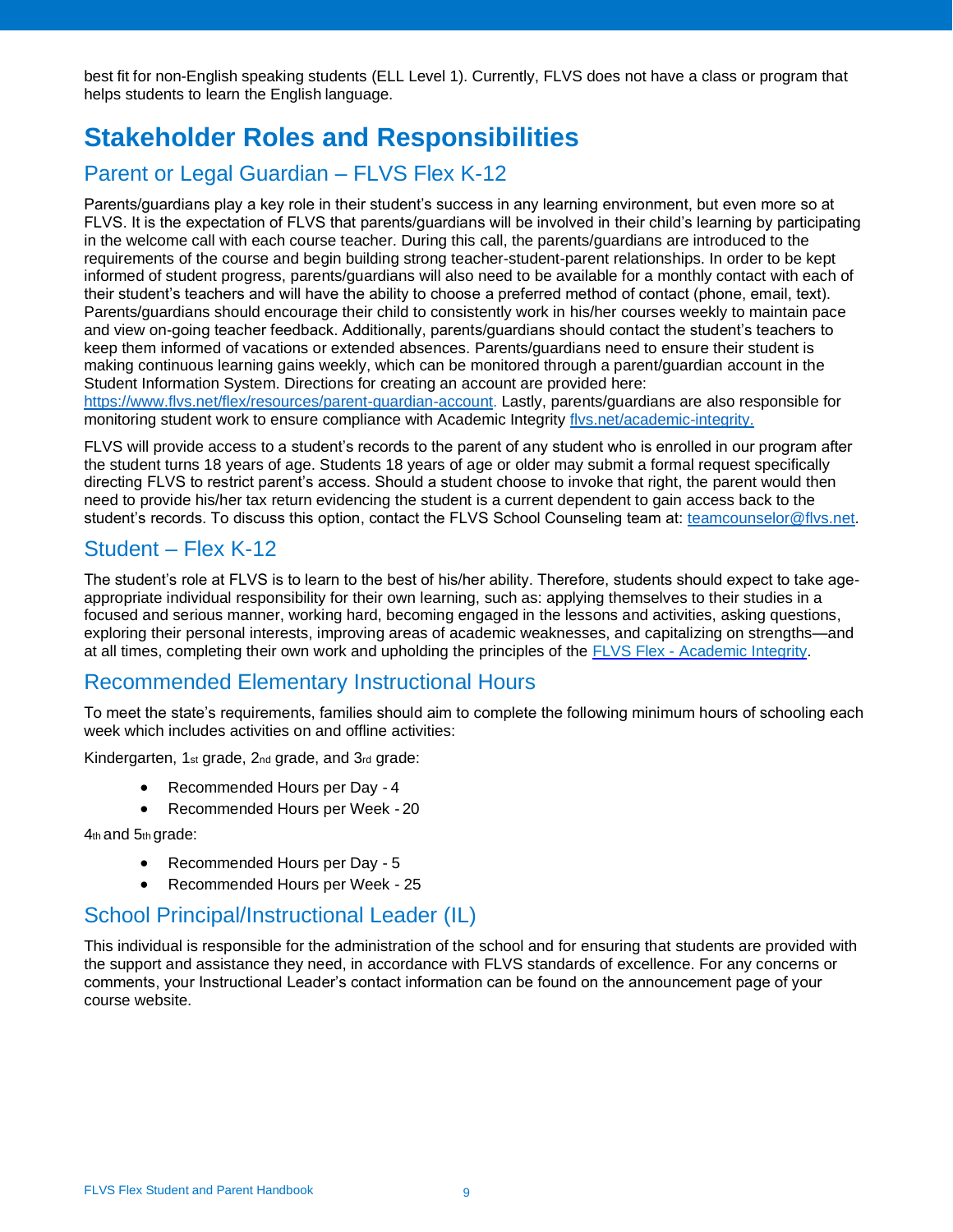best fit for non-English speaking students (ELL Level 1). Currently, FLVS does not have a class or program that helps students to learn the English language.

# Stakeholder Roles and Responsibilities

## Parent or Legal Guardian – FLVS Flex K-12

Parents/guardians play a key role in their student's success in any learning environment, but even more so at FLVS. It is the expectation of FLVS that parents/guardians will be involved in their child's learning by participating in the welcome call with each course teacher. During this call, the parents/guardians are introduced to the requirements of the course and begin building strong teacher-student-parent relationships. In order to be kept informed of student progress, parents/guardians will also need to be available for a monthly contact with each of their student's teachers and will have the ability to choose a preferred method of contact (phone, email, text). Parents/guardians should encourage their child to consistently work in his/her courses weekly to maintain pace and view on-going teacher feedback. Additionally, parents/guardians should contact the student's teachers to keep them informed of vacations or extended absences. Parents/guardians need to ensure their student is making continuous learning gains weekly, which can be monitored through a parent/guardian account in the Student Information System. Directions for creating an account are provided here: [https://www.flvs.net/flex/resources/parent-guardian-account](https://www.flvs.net/flex/resources/parent-guardian-account). Lastly, parents/guardians are also responsible for monitoring student work to ensure compliance with Academic Integrity [flvs.net/academic-integrity.](flvs.net/academic-integrity)

FLVS will provide access to a student's records to the parent of any student who is enrolled in our program after the student turns 18 years of age. Students 18 years of age or older may submit a formal request specifically directing FLVS to restrict parent's access. Should a student choose to invoke that right, the parent would then need to provide his/her tax return evidencing the student is a current dependent to gain access back to the student's records. To discuss this option, contact the FLVS School Counseling team at: teamcounselor@flvs.net.

## Student – Flex K-12

The student's role at FLVS is to learn to the best of his/her ability. Therefore, students should expect to take age-appropriate individual responsibility for their own learning, such as: applying themselves to their studies in a focused and serious manner, working hard, becoming engaged in the lessons and activities, asking questions, exploring their personal interests, improving areas of academic weaknesses, and capitalizing on strengths—and at all times, completing their own work and upholding the principles of the FLVS Flex - Academic Integrity.

## Recommended Elementary Instructional Hours

To meet the state's requirements, families should aim to complete the following minimum hours of schooling each week which includes activities on and offline activities:

Kindergarten, 1st grade, 2nd grade, and 3rd grade:

- Recommended Hours per Day - 4
- Recommended Hours per Week - 20

4th and 5th grade:

- Recommended Hours per Day - 5
- Recommended Hours per Week - 25

## School Principal/Instructional Leader (IL)

This individual is responsible for the administration of the school and for ensuring that students are provided with the support and assistance they need, in accordance with FLVS standards of excellence. For any concerns or comments, your Instructional Leader's contact information can be found on the announcement page of your course website.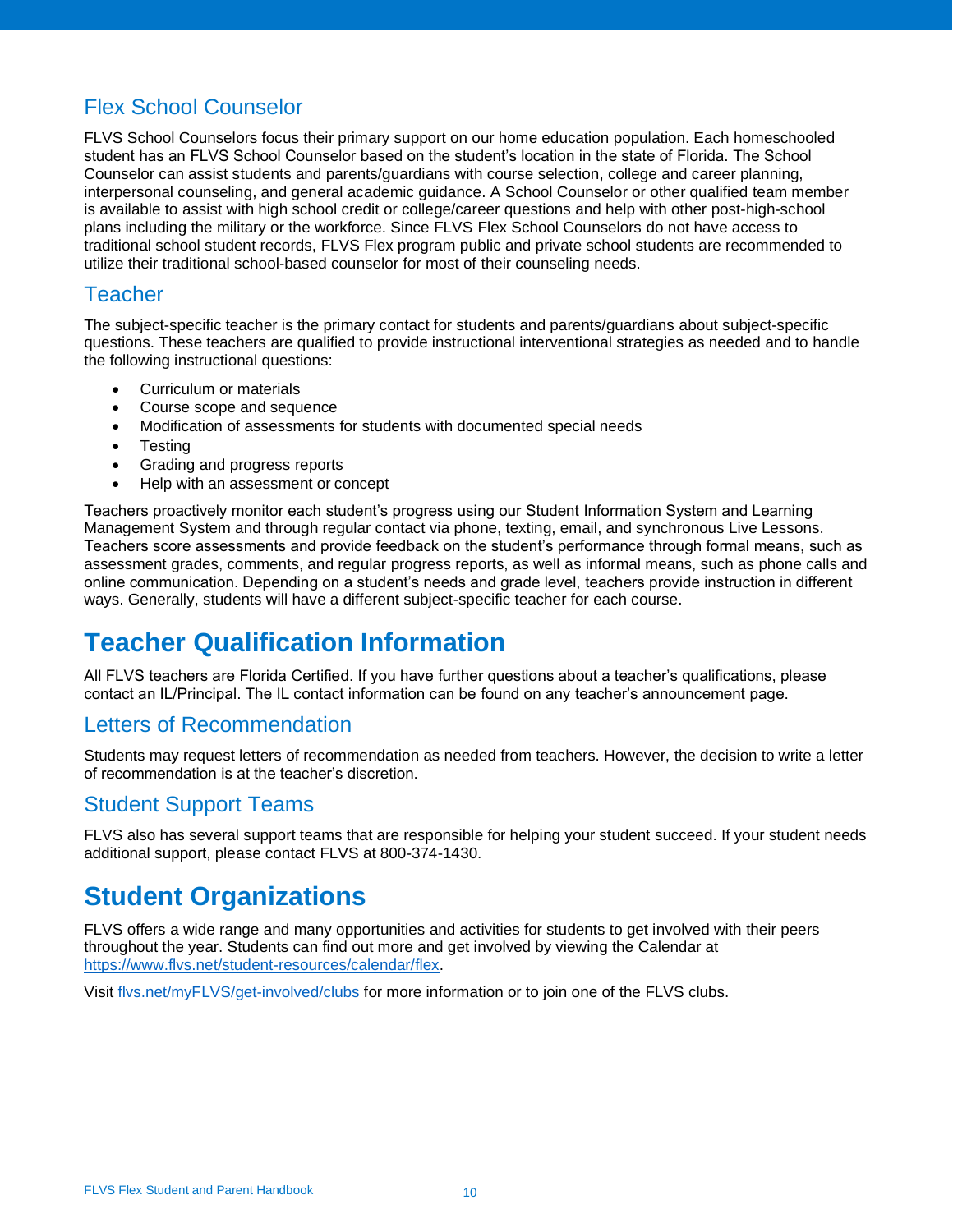## Flex School Counselor

FLVS School Counselors focus their primary support on our home education population. Each homeschooled student has an FLVS School Counselor based on the student's location in the state of Florida. The School Counselor can assist students and parents/guardians with course selection, college and career planning, interpersonal counseling, and general academic guidance. A School Counselor or other qualified team member is available to assist with high school credit or college/career questions and help with other post-high-school plans including the military or the workforce. Since FLVS Flex School Counselors do not have access to traditional school student records, FLVS Flex program public and private school students are recommended to utilize their traditional school-based counselor for most of their counseling needs.

## Teacher

The subject-specific teacher is the primary contact for students and parents/guardians about subject-specific questions. These teachers are qualified to provide instructional interventional strategies as needed and to handle the following instructional questions:

- Curriculum or materials
- Course scope and sequence
- Modification of assessments for students with documented special needs
- Testing
- Grading and progress reports
- Help with an assessment or concept

Teachers proactively monitor each student's progress using our Student Information System and Learning Management System and through regular contact via phone, texting, email, and synchronous Live Lessons. Teachers score assessments and provide feedback on the student's performance through formal means, such as assessment grades, comments, and regular progress reports, as well as informal means, such as phone calls and online communication. Depending on a student's needs and grade level, teachers provide instruction in different ways. Generally, students will have a different subject-specific teacher for each course.

# Teacher Qualification Information

All FLVS teachers are Florida Certified. If you have further questions about a teacher's qualifications, please contact an IL/Principal. The IL contact information can be found on any teacher's announcement page.

## Letters of Recommendation

Students may request letters of recommendation as needed from teachers. However, the decision to write a letter of recommendation is at the teacher's discretion.

## Student Support Teams

FLVS also has several support teams that are responsible for helping your student succeed. If your student needs additional support, please contact FLVS at 800-374-1430.

# Student Organizations

FLVS offers a wide range and many opportunities and activities for students to get involved with their peers throughout the year. Students can find out more and get involved by viewing the Calendar at [https://www.flvs.net/student-resources/calendar/flex](https://www.flvs.net/student-resources/calendar/flex).

Visit [flvs.net/myFLVS/get-involved/clubs](flvs.net/myFLVS/get-involved/clubs) for more information or to join one of the FLVS clubs.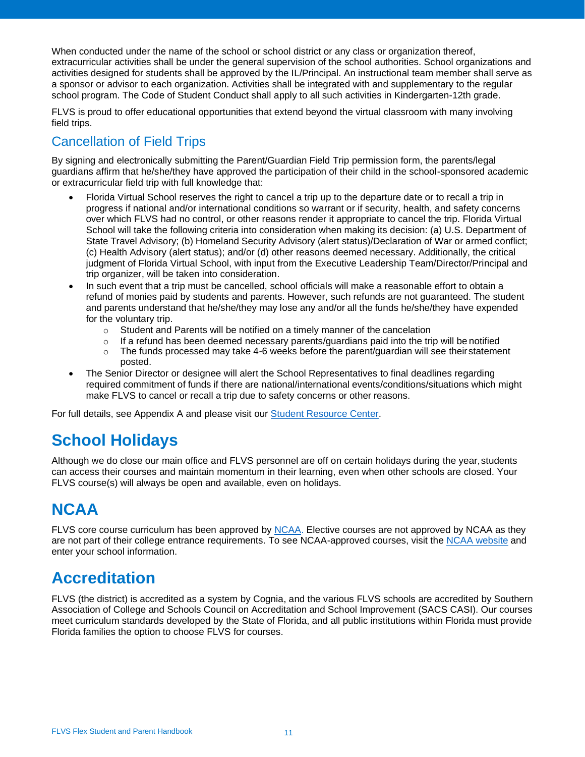When conducted under the name of the school or school district or any class or organization thereof, extracurricular activities shall be under the general supervision of the school authorities. School organizations and activities designed for students shall be approved by the IL/Principal. An instructional team member shall serve as a sponsor or advisor to each organization. Activities shall be integrated with and supplementary to the regular school program. The Code of Student Conduct shall apply to all such activities in Kindergarten-12th grade.

FLVS is proud to offer educational opportunities that extend beyond the virtual classroom with many involving field trips.

### Cancellation of Field Trips

By signing and electronically submitting the Parent/Guardian Field Trip permission form, the parents/legal guardians affirm that he/she/they have approved the participation of their child in the school-sponsored academic or extracurricular field trip with full knowledge that:

- Florida Virtual School reserves the right to cancel a trip up to the departure date or to recall a trip in progress if national and/or international conditions so warrant or if security, health, and safety concerns over which FLVS had no control, or other reasons render it appropriate to cancel the trip. Florida Virtual School will take the following criteria into consideration when making its decision: (a) U.S. Department of State Travel Advisory; (b) Homeland Security Advisory (alert status)/Declaration of War or armed conflict; (c) Health Advisory (alert status); and/or (d) other reasons deemed necessary. Additionally, the critical judgment of Florida Virtual School, with input from the Executive Leadership Team/Director/Principal and trip organizer, will be taken into consideration.
- In such event that a trip must be cancelled, school officials will make a reasonable effort to obtain a refund of monies paid by students and parents. However, such refunds are not guaranteed. The student and parents understand that he/she/they may lose any and/or all the funds he/she/they have expended for the voluntary trip.
  - Student and Parents will be notified on a timely manner of the cancelation
  - If a refund has been deemed necessary parents/guardians paid into the trip will be notified
  - The funds processed may take 4-6 weeks before the parent/guardian will see their statement posted.
- The Senior Director or designee will alert the School Representatives to final deadlines regarding required commitment of funds if there are national/international events/conditions/situations which might make FLVS to cancel or recall a trip due to safety concerns or other reasons.

For full details, see Appendix A and please visit our Student Resource Center.

## School Holidays

Although we do close our main office and FLVS personnel are off on certain holidays during the year, students can access their courses and maintain momentum in their learning, even when other schools are closed. Your FLVS course(s) will always be open and available, even on holidays.

## NCAA

FLVS core course curriculum has been approved by NCAA. Elective courses are not approved by NCAA as they are not part of their college entrance requirements. To see NCAA-approved courses, visit the NCAA website and enter your school information.

## Accreditation

FLVS (the district) is accredited as a system by Cognia, and the various FLVS schools are accredited by Southern Association of College and Schools Council on Accreditation and School Improvement (SACS CASI). Our courses meet curriculum standards developed by the State of Florida, and all public institutions within Florida must provide Florida families the option to choose FLVS for courses.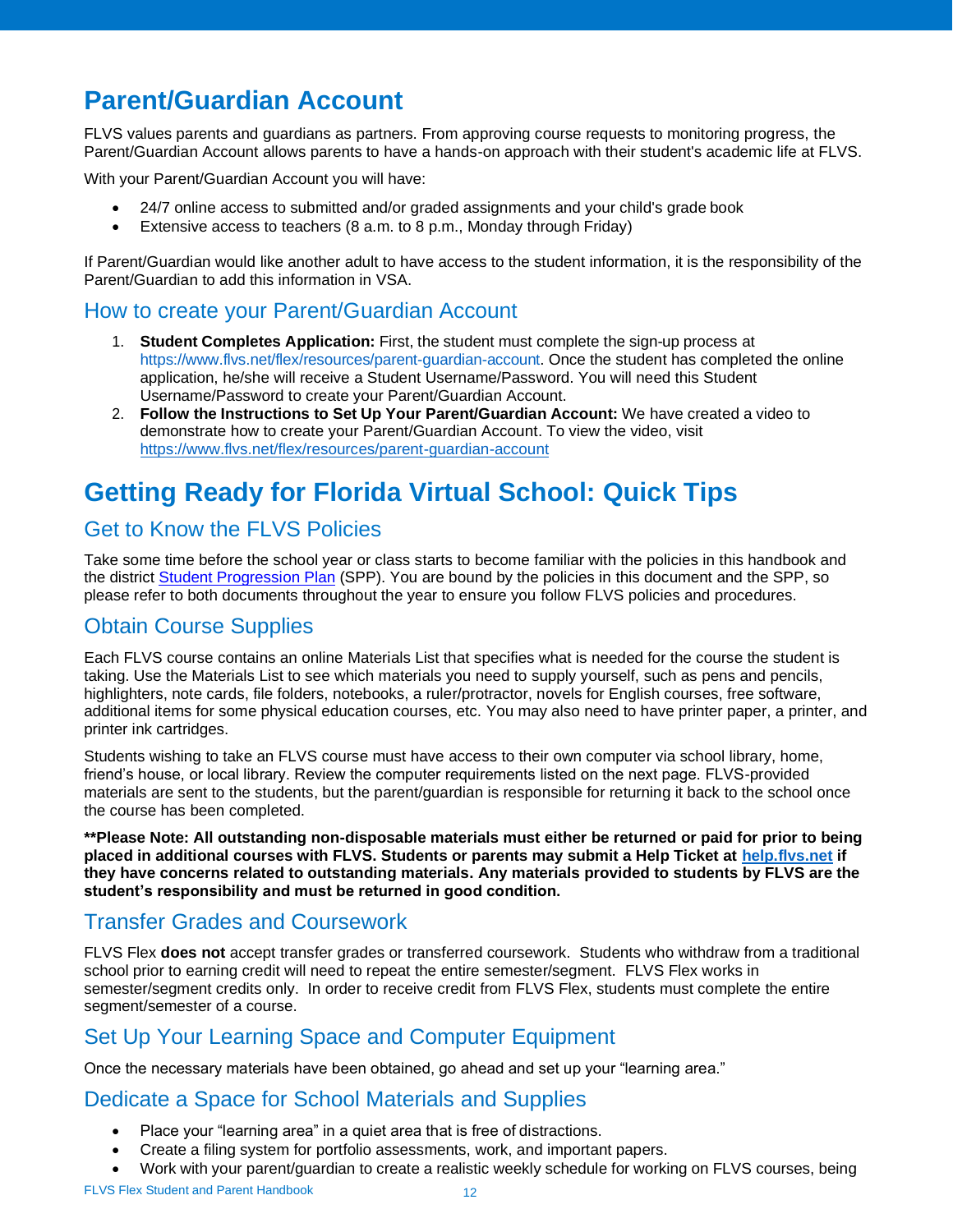# Parent/Guardian Account

FLVS values parents and guardians as partners. From approving course requests to monitoring progress, the Parent/Guardian Account allows parents to have a hands-on approach with their student's academic life at FLVS.

With your Parent/Guardian Account you will have:

- 24/7 online access to submitted and/or graded assignments and your child's grade book
- Extensive access to teachers (8 a.m. to 8 p.m., Monday through Friday)

If Parent/Guardian would like another adult to have access to the student information, it is the responsibility of the Parent/Guardian to add this information in VSA.

## How to create your Parent/Guardian Account

1. **Student Completes Application:** First, the student must complete the sign-up process at https://www.flvs.net/flex/resources/parent-guardian-account. Once the student has completed the online application, he/she will receive a Student Username/Password. You will need this Student Username/Password to create your Parent/Guardian Account.
2. **Follow the Instructions to Set Up Your Parent/Guardian Account:** We have created a video to demonstrate how to create your Parent/Guardian Account. To view the video, visit https://www.flvs.net/flex/resources/parent-guardian-account

# Getting Ready for Florida Virtual School: Quick Tips

## Get to Know the FLVS Policies

Take some time before the school year or class starts to become familiar with the policies in this handbook and the district Student Progression Plan (SPP). You are bound by the policies in this document and the SPP, so please refer to both documents throughout the year to ensure you follow FLVS policies and procedures.

## Obtain Course Supplies

Each FLVS course contains an online Materials List that specifies what is needed for the course the student is taking. Use the Materials List to see which materials you need to supply yourself, such as pens and pencils, highlighters, note cards, file folders, notebooks, a ruler/protractor, novels for English courses, free software, additional items for some physical education courses, etc. You may also need to have printer paper, a printer, and printer ink cartridges.

Students wishing to take an FLVS course must have access to their own computer via school library, home, friend's house, or local library. Review the computer requirements listed on the next page. FLVS-provided materials are sent to the students, but the parent/guardian is responsible for returning it back to the school once the course has been completed.

**\*\*Please Note: All outstanding non-disposable materials must either be returned or paid for prior to being placed in additional courses with FLVS. Students or parents may submit a Help Ticket at help.flvs.net if they have concerns related to outstanding materials. Any materials provided to students by FLVS are the student's responsibility and must be returned in good condition.**

## Transfer Grades and Coursework

FLVS Flex **does not** accept transfer grades or transferred coursework. Students who withdraw from a traditional school prior to earning credit will need to repeat the entire semester/segment. FLVS Flex works in semester/segment credits only. In order to receive credit from FLVS Flex, students must complete the entire segment/semester of a course.

## Set Up Your Learning Space and Computer Equipment

Once the necessary materials have been obtained, go ahead and set up your "learning area."

## Dedicate a Space for School Materials and Supplies

- Place your "learning area" in a quiet area that is free of distractions.
- Create a filing system for portfolio assessments, work, and important papers.
- Work with your parent/guardian to create a realistic weekly schedule for working on FLVS courses, being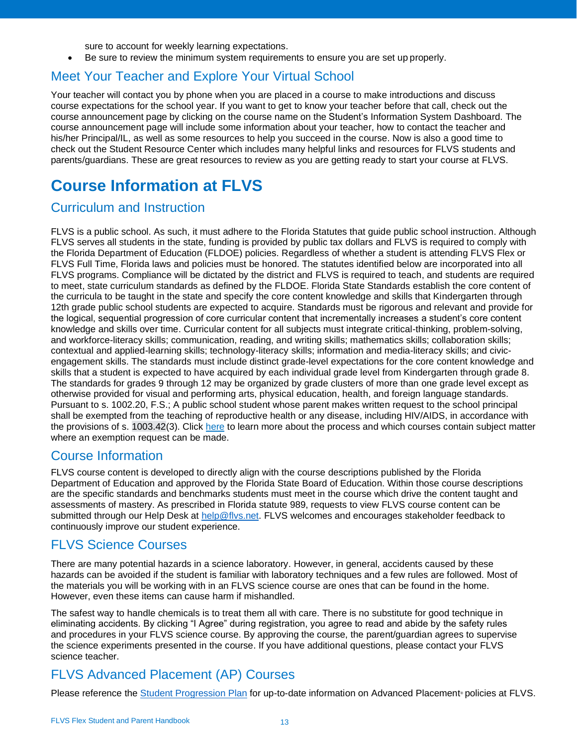sure to account for weekly learning expectations.

- Be sure to review the minimum system requirements to ensure you are set up properly.

## Meet Your Teacher and Explore Your Virtual School

Your teacher will contact you by phone when you are placed in a course to make introductions and discuss course expectations for the school year. If you want to get to know your teacher before that call, check out the course announcement page by clicking on the course name on the Student's Information System Dashboard. The course announcement page will include some information about your teacher, how to contact the teacher and his/her Principal/IL, as well as some resources to help you succeed in the course. Now is also a good time to check out the Student Resource Center which includes many helpful links and resources for FLVS students and parents/guardians. These are great resources to review as you are getting ready to start your course at FLVS.

# Course Information at FLVS

## Curriculum and Instruction

FLVS is a public school. As such, it must adhere to the Florida Statutes that guide public school instruction. Although FLVS serves all students in the state, funding is provided by public tax dollars and FLVS is required to comply with the Florida Department of Education (FLDOE) policies. Regardless of whether a student is attending FLVS Flex or FLVS Full Time, Florida laws and policies must be honored. The statutes identified below are incorporated into all FLVS programs. Compliance will be dictated by the district and FLVS is required to teach, and students are required to meet, state curriculum standards as defined by the FLDOE. Florida State Standards establish the core content of the curricula to be taught in the state and specify the core content knowledge and skills that Kindergarten through 12th grade public school students are expected to acquire. Standards must be rigorous and relevant and provide for the logical, sequential progression of core curricular content that incrementally increases a student's core content knowledge and skills over time. Curricular content for all subjects must integrate critical-thinking, problem-solving, and workforce-literacy skills; communication, reading, and writing skills; mathematics skills; collaboration skills; contextual and applied-learning skills; technology-literacy skills; information and media-literacy skills; and civic-engagement skills. The standards must include distinct grade-level expectations for the core content knowledge and skills that a student is expected to have acquired by each individual grade level from Kindergarten through grade 8. The standards for grades 9 through 12 may be organized by grade clusters of more than one grade level except as otherwise provided for visual and performing arts, physical education, health, and foreign language standards. Pursuant to s. 1002.20, F.S.; A public school student whose parent makes written request to the school principal shall be exempted from the teaching of reproductive health or any disease, including HIV/AIDS, in accordance with the provisions of s. 1003.42(3). Click here to learn more about the process and which courses contain subject matter where an exemption request can be made.

## Course Information

FLVS course content is developed to directly align with the course descriptions published by the Florida Department of Education and approved by the Florida State Board of Education. Within those course descriptions are the specific standards and benchmarks students must meet in the course which drive the content taught and assessments of mastery. As prescribed in Florida statute 989, requests to view FLVS course content can be submitted through our Help Desk at help@flvs.net. FLVS welcomes and encourages stakeholder feedback to continuously improve our student experience.

## FLVS Science Courses

There are many potential hazards in a science laboratory. However, in general, accidents caused by these hazards can be avoided if the student is familiar with laboratory techniques and a few rules are followed. Most of the materials you will be working with in an FLVS science course are ones that can be found in the home. However, even these items can cause harm if mishandled.

The safest way to handle chemicals is to treat them all with care. There is no substitute for good technique in eliminating accidents. By clicking "I Agree" during registration, you agree to read and abide by the safety rules and procedures in your FLVS science course. By approving the course, the parent/guardian agrees to supervise the science experiments presented in the course. If you have additional questions, please contact your FLVS science teacher.

## FLVS Advanced Placement (AP) Courses

Please reference the Student Progression Plan for up-to-date information on Advanced Placement® policies at FLVS.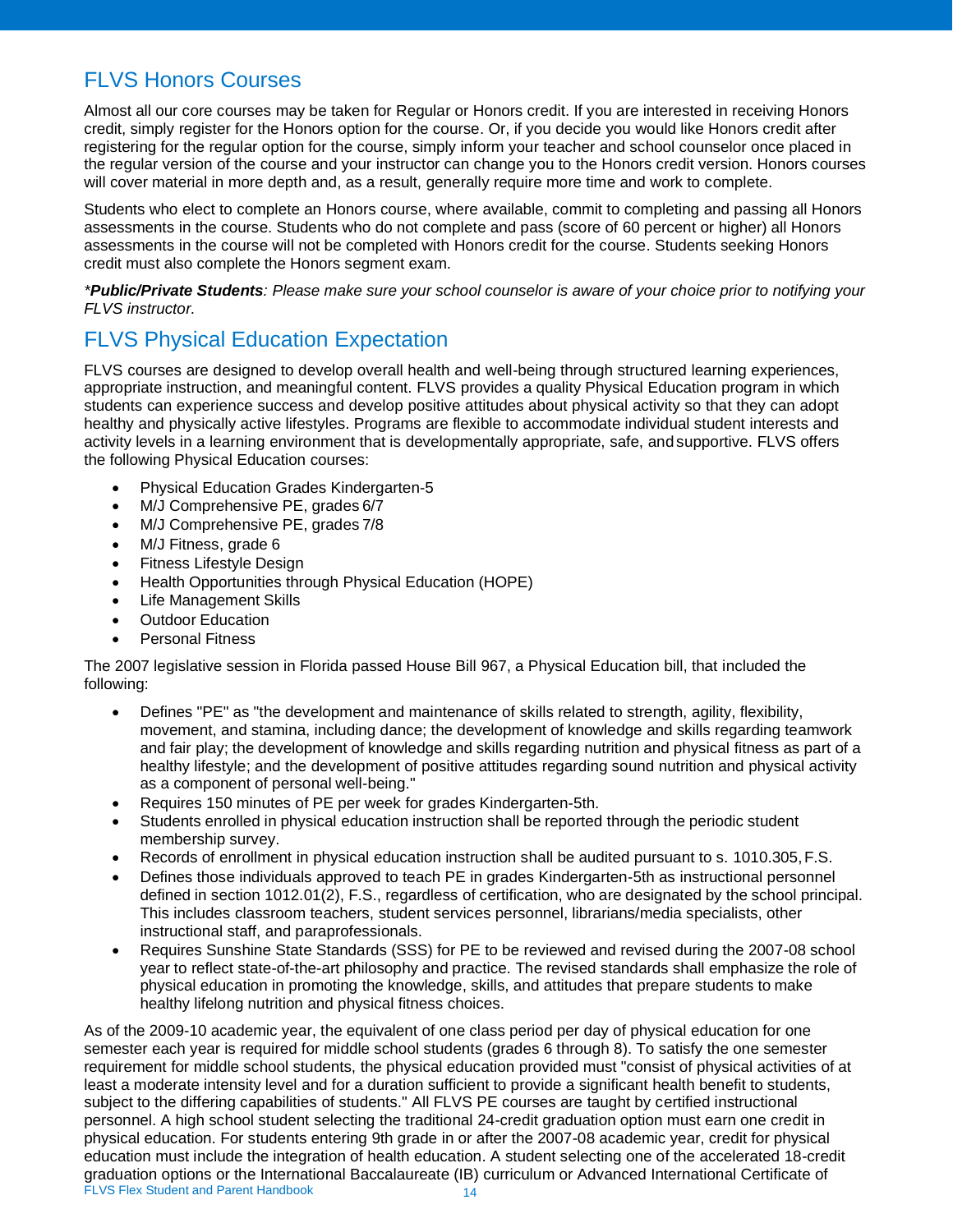## FLVS Honors Courses

Almost all our core courses may be taken for Regular or Honors credit. If you are interested in receiving Honors credit, simply register for the Honors option for the course. Or, if you decide you would like Honors credit after registering for the regular option for the course, simply inform your teacher and school counselor once placed in the regular version of the course and your instructor can change you to the Honors credit version. Honors courses will cover material in more depth and, as a result, generally require more time and work to complete.

Students who elect to complete an Honors course, where available, commit to completing and passing all Honors assessments in the course. Students who do not complete and pass (score of 60 percent or higher) all Honors assessments in the course will not be completed with Honors credit for the course. Students seeking Honors credit must also complete the Honors segment exam.

**Public/Private Students*: Please make sure your school counselor is aware of your choice prior to notifying your FLVS instructor.*

## FLVS Physical Education Expectation

FLVS courses are designed to develop overall health and well-being through structured learning experiences, appropriate instruction, and meaningful content. FLVS provides a quality Physical Education program in which students can experience success and develop positive attitudes about physical activity so that they can adopt healthy and physically active lifestyles. Programs are flexible to accommodate individual student interests and activity levels in a learning environment that is developmentally appropriate, safe, and supportive. FLVS offers the following Physical Education courses:

- Physical Education Grades Kindergarten-5
- M/J Comprehensive PE, grades 6/7
- M/J Comprehensive PE, grades 7/8
- M/J Fitness, grade 6
- Fitness Lifestyle Design
- Health Opportunities through Physical Education (HOPE)
- Life Management Skills
- Outdoor Education
- Personal Fitness

The 2007 legislative session in Florida passed House Bill 967, a Physical Education bill, that included the following:

- Defines "PE" as "the development and maintenance of skills related to strength, agility, flexibility, movement, and stamina, including dance; the development of knowledge and skills regarding teamwork and fair play; the development of knowledge and skills regarding nutrition and physical fitness as part of a healthy lifestyle; and the development of positive attitudes regarding sound nutrition and physical activity as a component of personal well-being."
- Requires 150 minutes of PE per week for grades Kindergarten-5th.
- Students enrolled in physical education instruction shall be reported through the periodic student membership survey.
- Records of enrollment in physical education instruction shall be audited pursuant to s. 1010.305, F.S.
- Defines those individuals approved to teach PE in grades Kindergarten-5th as instructional personnel defined in section 1012.01(2), F.S., regardless of certification, who are designated by the school principal. This includes classroom teachers, student services personnel, librarians/media specialists, other instructional staff, and paraprofessionals.
- Requires Sunshine State Standards (SSS) for PE to be reviewed and revised during the 2007-08 school year to reflect state-of-the-art philosophy and practice. The revised standards shall emphasize the role of physical education in promoting the knowledge, skills, and attitudes that prepare students to make healthy lifelong nutrition and physical fitness choices.

As of the 2009-10 academic year, the equivalent of one class period per day of physical education for one semester each year is required for middle school students (grades 6 through 8). To satisfy the one semester requirement for middle school students, the physical education provided must "consist of physical activities of at least a moderate intensity level and for a duration sufficient to provide a significant health benefit to students, subject to the differing capabilities of students." All FLVS PE courses are taught by certified instructional personnel. A high school student selecting the traditional 24-credit graduation option must earn one credit in physical education. For students entering 9th grade in or after the 2007-08 academic year, credit for physical education must include the integration of health education. A student selecting one of the accelerated 18-credit graduation options or the International Baccalaureate (IB) curriculum or Advanced International Certificate of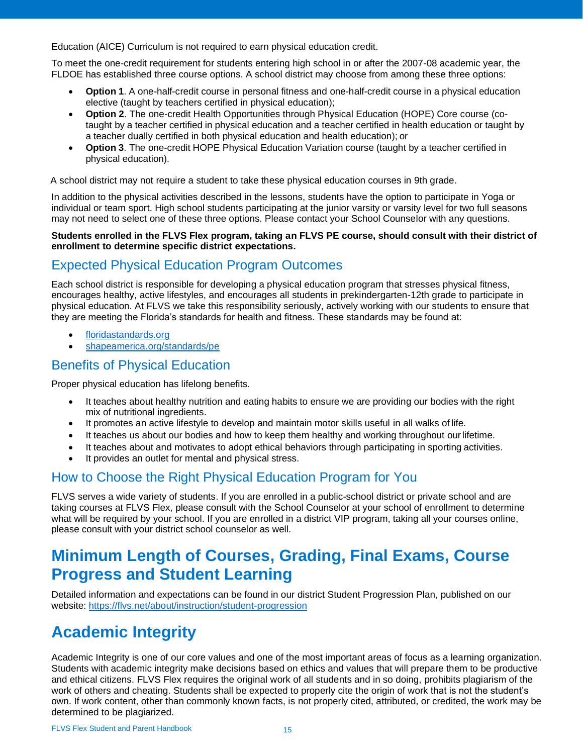Education (AICE) Curriculum is not required to earn physical education credit.

To meet the one-credit requirement for students entering high school in or after the 2007-08 academic year, the FLDOE has established three course options. A school district may choose from among these three options:

- **Option 1**. A one-half-credit course in personal fitness and one-half-credit course in a physical education elective (taught by teachers certified in physical education);
- **Option 2**. The one-credit Health Opportunities through Physical Education (HOPE) Core course (co-taught by a teacher certified in physical education and a teacher certified in health education or taught by a teacher dually certified in both physical education and health education); or
- **Option 3**. The one-credit HOPE Physical Education Variation course (taught by a teacher certified in physical education).

A school district may not require a student to take these physical education courses in 9th grade.

In addition to the physical activities described in the lessons, students have the option to participate in Yoga or individual or team sport. High school students participating at the junior varsity or varsity level for two full seasons may not need to select one of these three options. Please contact your School Counselor with any questions.

**Students enrolled in the FLVS Flex program, taking an FLVS PE course, should consult with their district of enrollment to determine specific district expectations.**

## Expected Physical Education Program Outcomes

Each school district is responsible for developing a physical education program that stresses physical fitness, encourages healthy, active lifestyles, and encourages all students in prekindergarten-12th grade to participate in physical education. At FLVS we take this responsibility seriously, actively working with our students to ensure that they are meeting the Florida's standards for health and fitness. These standards may be found at:

- floridastandards.org
- shapeamerica.org/standards/pe

## Benefits of Physical Education

Proper physical education has lifelong benefits.

- It teaches about healthy nutrition and eating habits to ensure we are providing our bodies with the right mix of nutritional ingredients.
- It promotes an active lifestyle to develop and maintain motor skills useful in all walks of life.
- It teaches us about our bodies and how to keep them healthy and working throughout our lifetime.
- It teaches about and motivates to adopt ethical behaviors through participating in sporting activities.
- It provides an outlet for mental and physical stress.

## How to Choose the Right Physical Education Program for You

FLVS serves a wide variety of students. If you are enrolled in a public-school district or private school and are taking courses at FLVS Flex, please consult with the School Counselor at your school of enrollment to determine what will be required by your school. If you are enrolled in a district VIP program, taking all your courses online, please consult with your district school counselor as well.

# Minimum Length of Courses, Grading, Final Exams, Course Progress and Student Learning

Detailed information and expectations can be found in our district Student Progression Plan, published on our website: https://flvs.net/about/instruction/student-progression

# Academic Integrity

Academic Integrity is one of our core values and one of the most important areas of focus as a learning organization. Students with academic integrity make decisions based on ethics and values that will prepare them to be productive and ethical citizens. FLVS Flex requires the original work of all students and in so doing, prohibits plagiarism of the work of others and cheating. Students shall be expected to properly cite the origin of work that is not the student's own. If work content, other than commonly known facts, is not properly cited, attributed, or credited, the work may be determined to be plagiarized.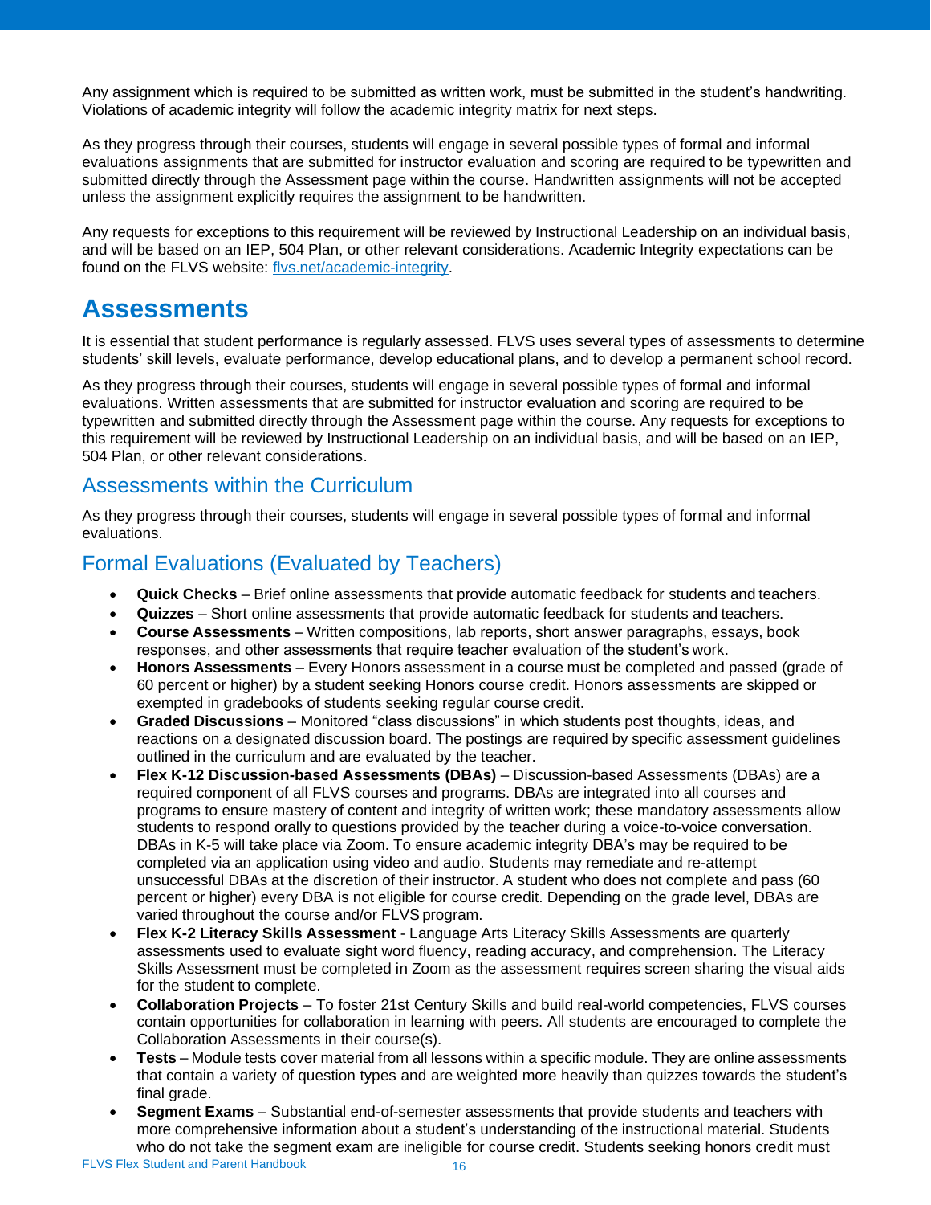Any assignment which is required to be submitted as written work, must be submitted in the student's handwriting. Violations of academic integrity will follow the academic integrity matrix for next steps.

As they progress through their courses, students will engage in several possible types of formal and informal evaluations assignments that are submitted for instructor evaluation and scoring are required to be typewritten and submitted directly through the Assessment page within the course. Handwritten assignments will not be accepted unless the assignment explicitly requires the assignment to be handwritten.

Any requests for exceptions to this requirement will be reviewed by Instructional Leadership on an individual basis, and will be based on an IEP, 504 Plan, or other relevant considerations. Academic Integrity expectations can be found on the FLVS website: [flvs.net/academic-integrity](flvs.net/academic-integrity).

# Assessments

It is essential that student performance is regularly assessed. FLVS uses several types of assessments to determine students' skill levels, evaluate performance, develop educational plans, and to develop a permanent school record.

As they progress through their courses, students will engage in several possible types of formal and informal evaluations. Written assessments that are submitted for instructor evaluation and scoring are required to be typewritten and submitted directly through the Assessment page within the course. Any requests for exceptions to this requirement will be reviewed by Instructional Leadership on an individual basis, and will be based on an IEP, 504 Plan, or other relevant considerations.

## Assessments within the Curriculum

As they progress through their courses, students will engage in several possible types of formal and informal evaluations.

## Formal Evaluations (Evaluated by Teachers)

- **Quick Checks** – Brief online assessments that provide automatic feedback for students and teachers.
- **Quizzes** – Short online assessments that provide automatic feedback for students and teachers.
- **Course Assessments** – Written compositions, lab reports, short answer paragraphs, essays, book responses, and other assessments that require teacher evaluation of the student's work.
- **Honors Assessments** – Every Honors assessment in a course must be completed and passed (grade of 60 percent or higher) by a student seeking Honors course credit. Honors assessments are skipped or exempted in gradebooks of students seeking regular course credit.
- **Graded Discussions** – Monitored "class discussions" in which students post thoughts, ideas, and reactions on a designated discussion board. The postings are required by specific assessment guidelines outlined in the curriculum and are evaluated by the teacher.
- **Flex K-12 Discussion-based Assessments (DBAs)** – Discussion-based Assessments (DBAs) are a required component of all FLVS courses and programs. DBAs are integrated into all courses and programs to ensure mastery of content and integrity of written work; these mandatory assessments allow students to respond orally to questions provided by the teacher during a voice-to-voice conversation. DBAs in K-5 will take place via Zoom. To ensure academic integrity DBA's may be required to be completed via an application using video and audio. Students may remediate and re-attempt unsuccessful DBAs at the discretion of their instructor. A student who does not complete and pass (60 percent or higher) every DBA is not eligible for course credit. Depending on the grade level, DBAs are varied throughout the course and/or FLVS program.
- **Flex K-2 Literacy Skills Assessment** - Language Arts Literacy Skills Assessments are quarterly assessments used to evaluate sight word fluency, reading accuracy, and comprehension. The Literacy Skills Assessment must be completed in Zoom as the assessment requires screen sharing the visual aids for the student to complete.
- **Collaboration Projects** – To foster 21st Century Skills and build real-world competencies, FLVS courses contain opportunities for collaboration in learning with peers. All students are encouraged to complete the Collaboration Assessments in their course(s).
- **Tests** – Module tests cover material from all lessons within a specific module. They are online assessments that contain a variety of question types and are weighted more heavily than quizzes towards the student's final grade.
- **Segment Exams** – Substantial end-of-semester assessments that provide students and teachers with more comprehensive information about a student's understanding of the instructional material. Students who do not take the segment exam are ineligible for course credit. Students seeking honors credit must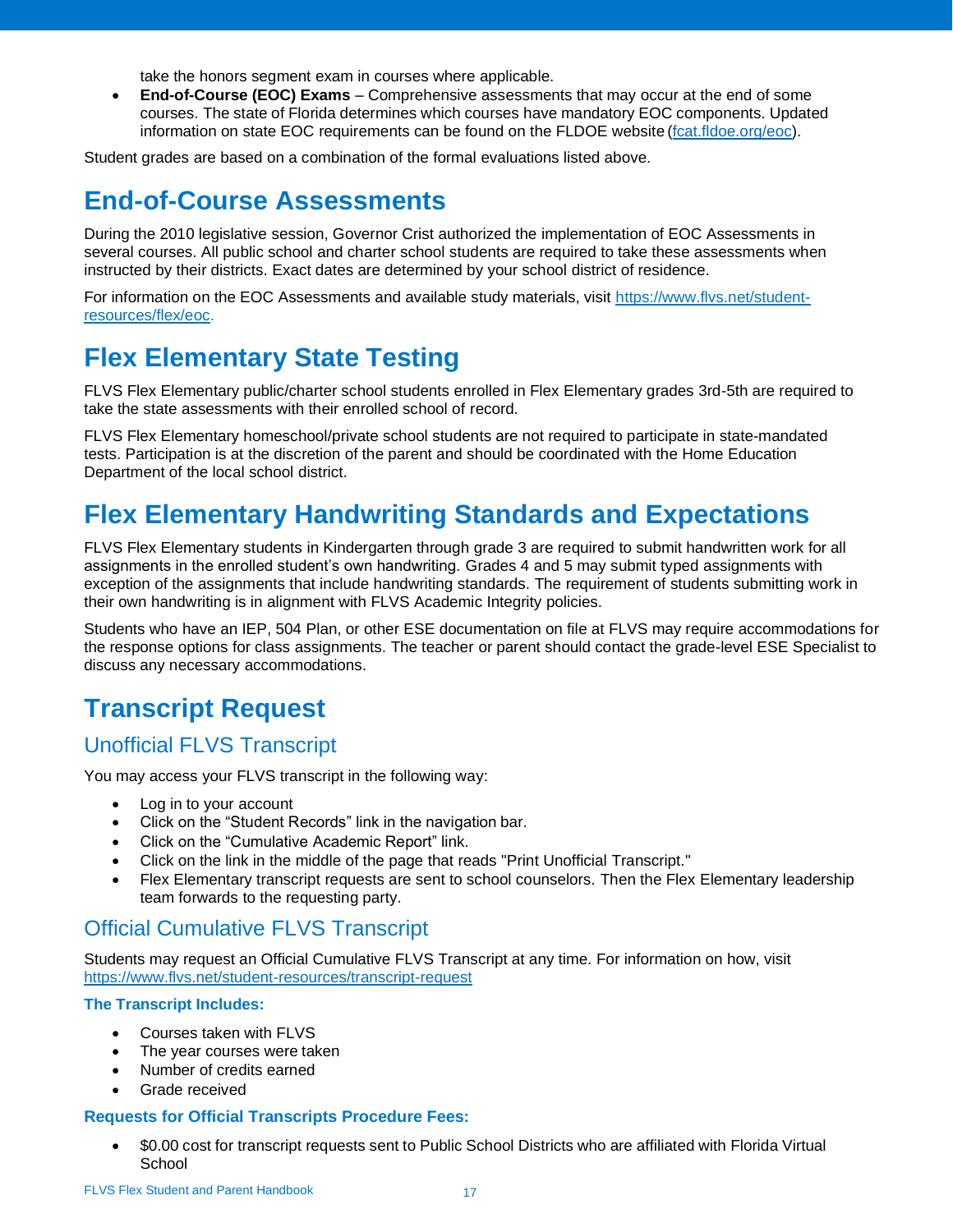take the honors segment exam in courses where applicable.

- **End-of-Course (EOC) Exams** – Comprehensive assessments that may occur at the end of some courses. The state of Florida determines which courses have mandatory EOC components. Updated information on state EOC requirements can be found on the FLDOE website (fcat.fldoe.org/eoc).

Student grades are based on a combination of the formal evaluations listed above.

# End-of-Course Assessments

During the 2010 legislative session, Governor Crist authorized the implementation of EOC Assessments in several courses. All public school and charter school students are required to take these assessments when instructed by their districts. Exact dates are determined by your school district of residence.

For information on the EOC Assessments and available study materials, visit https://www.flvs.net/student-resources/flex/eoc.

# Flex Elementary State Testing

FLVS Flex Elementary public/charter school students enrolled in Flex Elementary grades 3rd-5th are required to take the state assessments with their enrolled school of record.

FLVS Flex Elementary homeschool/private school students are not required to participate in state-mandated tests. Participation is at the discretion of the parent and should be coordinated with the Home Education Department of the local school district.

# Flex Elementary Handwriting Standards and Expectations

FLVS Flex Elementary students in Kindergarten through grade 3 are required to submit handwritten work for all assignments in the enrolled student's own handwriting. Grades 4 and 5 may submit typed assignments with exception of the assignments that include handwriting standards. The requirement of students submitting work in their own handwriting is in alignment with FLVS Academic Integrity policies.

Students who have an IEP, 504 Plan, or other ESE documentation on file at FLVS may require accommodations for the response options for class assignments. The teacher or parent should contact the grade-level ESE Specialist to discuss any necessary accommodations.

# Transcript Request

## Unofficial FLVS Transcript

You may access your FLVS transcript in the following way:

- Log in to your account
- Click on the "Student Records" link in the navigation bar.
- Click on the "Cumulative Academic Report" link.
- Click on the link in the middle of the page that reads "Print Unofficial Transcript."
- Flex Elementary transcript requests are sent to school counselors. Then the Flex Elementary leadership team forwards to the requesting party.

## Official Cumulative FLVS Transcript

Students may request an Official Cumulative FLVS Transcript at any time. For information on how, visit https://www.flvs.net/student-resources/transcript-request

### The Transcript Includes:

- Courses taken with FLVS
- The year courses were taken
- Number of credits earned
- Grade received

### Requests for Official Transcripts Procedure Fees:

- $0.00 cost for transcript requests sent to Public School Districts who are affiliated with Florida Virtual School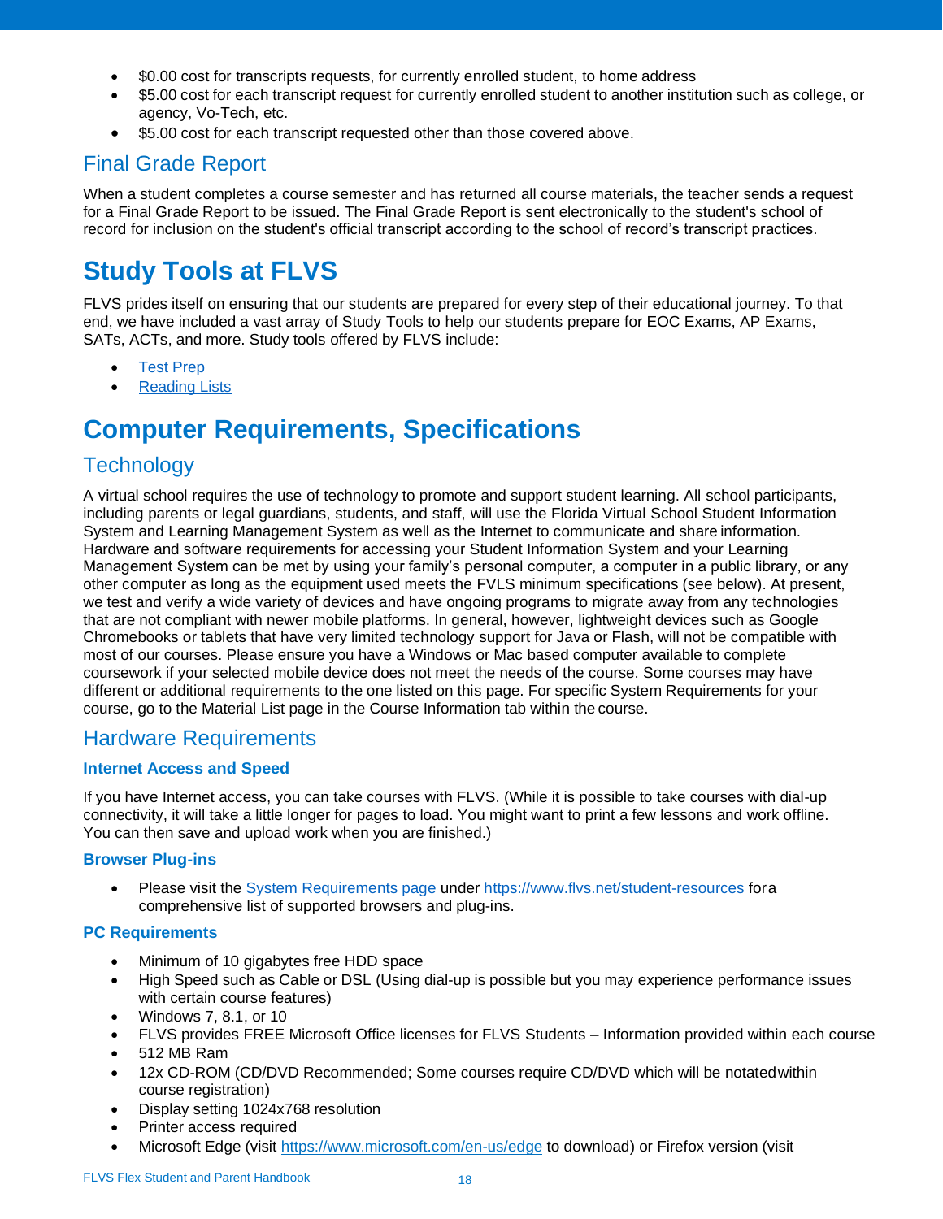- $0.00 cost for transcripts requests, for currently enrolled student, to home address
- $5.00 cost for each transcript request for currently enrolled student to another institution such as college, or agency, Vo-Tech, etc.
- $5.00 cost for each transcript requested other than those covered above.

## Final Grade Report

When a student completes a course semester and has returned all course materials, the teacher sends a request for a Final Grade Report to be issued. The Final Grade Report is sent electronically to the student's school of record for inclusion on the student's official transcript according to the school of record's transcript practices.

# Study Tools at FLVS

FLVS prides itself on ensuring that our students are prepared for every step of their educational journey. To that end, we have included a vast array of Study Tools to help our students prepare for EOC Exams, AP Exams, SATs, ACTs, and more. Study tools offered by FLVS include:

- Test Prep
- Reading Lists

# Computer Requirements, Specifications

## Technology

A virtual school requires the use of technology to promote and support student learning. All school participants, including parents or legal guardians, students, and staff, will use the Florida Virtual School Student Information System and Learning Management System as well as the Internet to communicate and share information. Hardware and software requirements for accessing your Student Information System and your Learning Management System can be met by using your family's personal computer, a computer in a public library, or any other computer as long as the equipment used meets the FVLS minimum specifications (see below). At present, we test and verify a wide variety of devices and have ongoing programs to migrate away from any technologies that are not compliant with newer mobile platforms. In general, however, lightweight devices such as Google Chromebooks or tablets that have very limited technology support for Java or Flash, will not be compatible with most of our courses. Please ensure you have a Windows or Mac based computer available to complete coursework if your selected mobile device does not meet the needs of the course. Some courses may have different or additional requirements to the one listed on this page. For specific System Requirements for your course, go to the Material List page in the Course Information tab within the course.

## Hardware Requirements

### Internet Access and Speed

If you have Internet access, you can take courses with FLVS. (While it is possible to take courses with dial-up connectivity, it will take a little longer for pages to load. You might want to print a few lessons and work offline. You can then save and upload work when you are finished.)

### Browser Plug-ins

- Please visit the System Requirements page under https://www.flvs.net/student-resources fora comprehensive list of supported browsers and plug-ins.

### PC Requirements

- Minimum of 10 gigabytes free HDD space
- High Speed such as Cable or DSL (Using dial-up is possible but you may experience performance issues with certain course features)
- Windows 7, 8.1, or 10
- FLVS provides FREE Microsoft Office licenses for FLVS Students – Information provided within each course
- 512 MB Ram
- 12x CD-ROM (CD/DVD Recommended; Some courses require CD/DVD which will be notatedwithin course registration)
- Display setting 1024x768 resolution
- Printer access required
- Microsoft Edge (visit https://www.microsoft.com/en-us/edge to download) or Firefox version (visit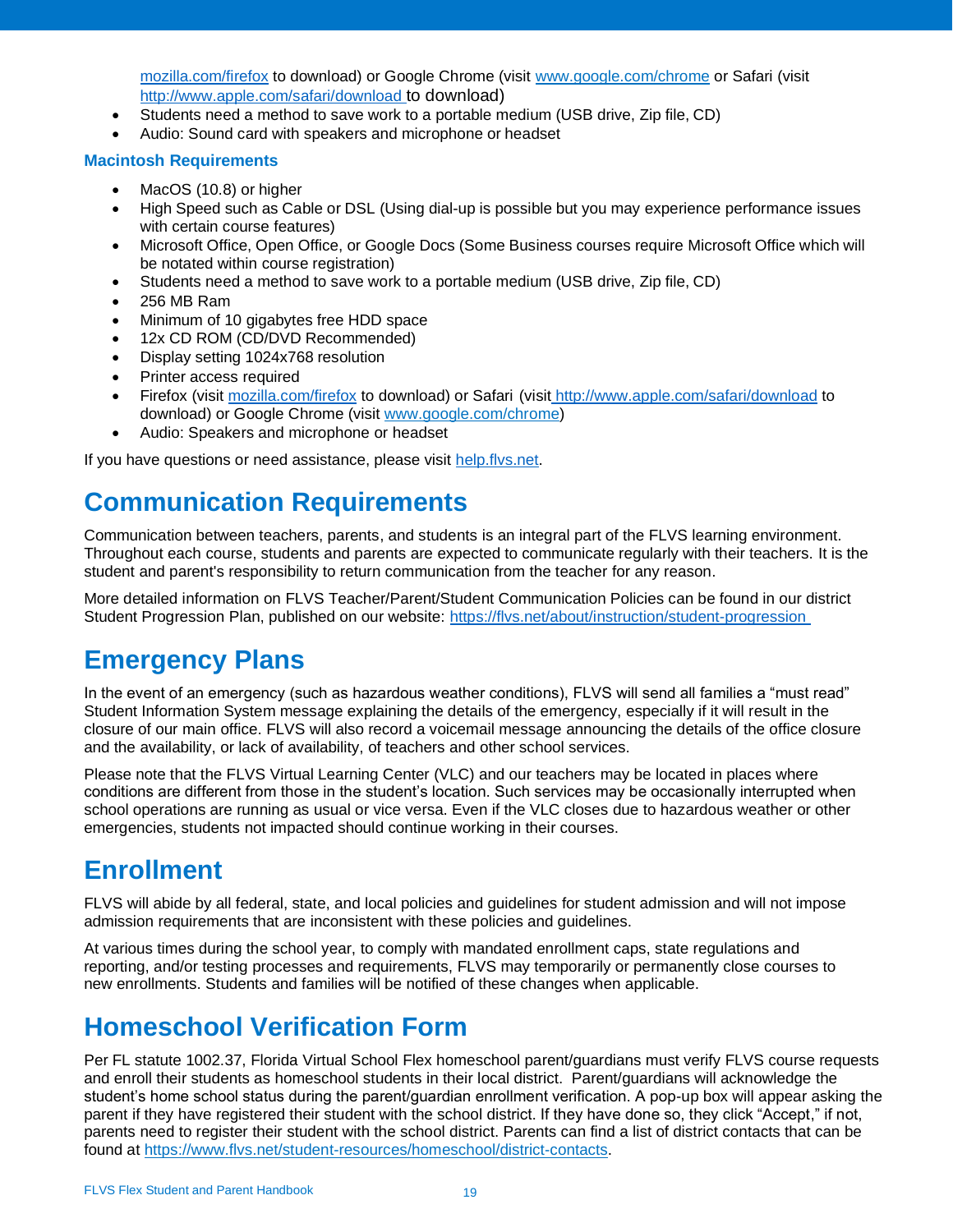mozilla.com/firefox to download) or Google Chrome (visit www.google.com/chrome or Safari (visit http://www.apple.com/safari/download to download)

- Students need a method to save work to a portable medium (USB drive, Zip file, CD)
- Audio: Sound card with speakers and microphone or headset

### Macintosh Requirements

- MacOS (10.8) or higher
- High Speed such as Cable or DSL (Using dial-up is possible but you may experience performance issues with certain course features)
- Microsoft Office, Open Office, or Google Docs (Some Business courses require Microsoft Office which will be notated within course registration)
- Students need a method to save work to a portable medium (USB drive, Zip file, CD)
- 256 MB Ram
- Minimum of 10 gigabytes free HDD space
- 12x CD ROM (CD/DVD Recommended)
- Display setting 1024x768 resolution
- Printer access required
- Firefox (visit mozilla.com/firefox to download) or Safari (visit http://www.apple.com/safari/download to download) or Google Chrome (visit www.google.com/chrome)
- Audio: Speakers and microphone or headset

If you have questions or need assistance, please visit help.flvs.net.

# Communication Requirements

Communication between teachers, parents, and students is an integral part of the FLVS learning environment. Throughout each course, students and parents are expected to communicate regularly with their teachers. It is the student and parent's responsibility to return communication from the teacher for any reason.

More detailed information on FLVS Teacher/Parent/Student Communication Policies can be found in our district Student Progression Plan, published on our website: https://flvs.net/about/instruction/student-progression

# Emergency Plans

In the event of an emergency (such as hazardous weather conditions), FLVS will send all families a "must read" Student Information System message explaining the details of the emergency, especially if it will result in the closure of our main office. FLVS will also record a voicemail message announcing the details of the office closure and the availability, or lack of availability, of teachers and other school services.

Please note that the FLVS Virtual Learning Center (VLC) and our teachers may be located in places where conditions are different from those in the student's location. Such services may be occasionally interrupted when school operations are running as usual or vice versa. Even if the VLC closes due to hazardous weather or other emergencies, students not impacted should continue working in their courses.

# Enrollment

FLVS will abide by all federal, state, and local policies and guidelines for student admission and will not impose admission requirements that are inconsistent with these policies and guidelines.

At various times during the school year, to comply with mandated enrollment caps, state regulations and reporting, and/or testing processes and requirements, FLVS may temporarily or permanently close courses to new enrollments. Students and families will be notified of these changes when applicable.

# Homeschool Verification Form

Per FL statute 1002.37, Florida Virtual School Flex homeschool parent/guardians must verify FLVS course requests and enroll their students as homeschool students in their local district. Parent/guardians will acknowledge the student's home school status during the parent/guardian enrollment verification. A pop-up box will appear asking the parent if they have registered their student with the school district. If they have done so, they click "Accept," if not, parents need to register their student with the school district. Parents can find a list of district contacts that can be found at https://www.flvs.net/student-resources/homeschool/district-contacts.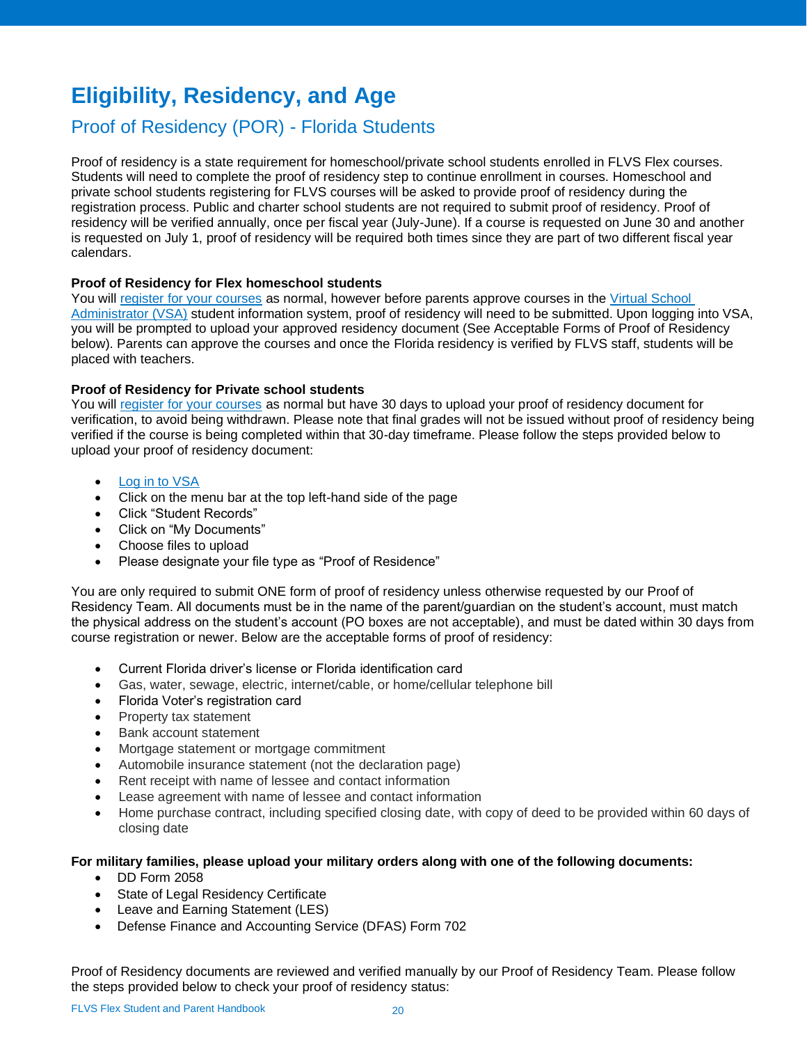# Eligibility, Residency, and Age

## Proof of Residency (POR) - Florida Students

Proof of residency is a state requirement for homeschool/private school students enrolled in FLVS Flex courses. Students will need to complete the proof of residency step to continue enrollment in courses. Homeschool and private school students registering for FLVS courses will be asked to provide proof of residency during the registration process. Public and charter school students are not required to submit proof of residency. Proof of residency will be verified annually, once per fiscal year (July-June). If a course is requested on June 30 and another is requested on July 1, proof of residency will be required both times since they are part of two different fiscal year calendars.

**Proof of Residency for Flex homeschool students**

You will register for your courses as normal, however before parents approve courses in the Virtual School Administrator (VSA) student information system, proof of residency will need to be submitted. Upon logging into VSA, you will be prompted to upload your approved residency document (See Acceptable Forms of Proof of Residency below). Parents can approve the courses and once the Florida residency is verified by FLVS staff, students will be placed with teachers.

**Proof of Residency for Private school students**

You will register for your courses as normal but have 30 days to upload your proof of residency document for verification, to avoid being withdrawn. Please note that final grades will not be issued without proof of residency being verified if the course is being completed within that 30-day timeframe. Please follow the steps provided below to upload your proof of residency document:

- Log in to VSA
- Click on the menu bar at the top left-hand side of the page
- Click "Student Records"
- Click on "My Documents"
- Choose files to upload
- Please designate your file type as "Proof of Residence"

You are only required to submit ONE form of proof of residency unless otherwise requested by our Proof of Residency Team. All documents must be in the name of the parent/guardian on the student's account, must match the physical address on the student's account (PO boxes are not acceptable), and must be dated within 30 days from course registration or newer. Below are the acceptable forms of proof of residency:

- Current Florida driver's license or Florida identification card
- Gas, water, sewage, electric, internet/cable, or home/cellular telephone bill
- Florida Voter's registration card
- Property tax statement
- Bank account statement
- Mortgage statement or mortgage commitment
- Automobile insurance statement (not the declaration page)
- Rent receipt with name of lessee and contact information
- Lease agreement with name of lessee and contact information
- Home purchase contract, including specified closing date, with copy of deed to be provided within 60 days of closing date

**For military families, please upload your military orders along with one of the following documents:**

- DD Form 2058
- State of Legal Residency Certificate
- Leave and Earning Statement (LES)
- Defense Finance and Accounting Service (DFAS) Form 702

Proof of Residency documents are reviewed and verified manually by our Proof of Residency Team. Please follow the steps provided below to check your proof of residency status: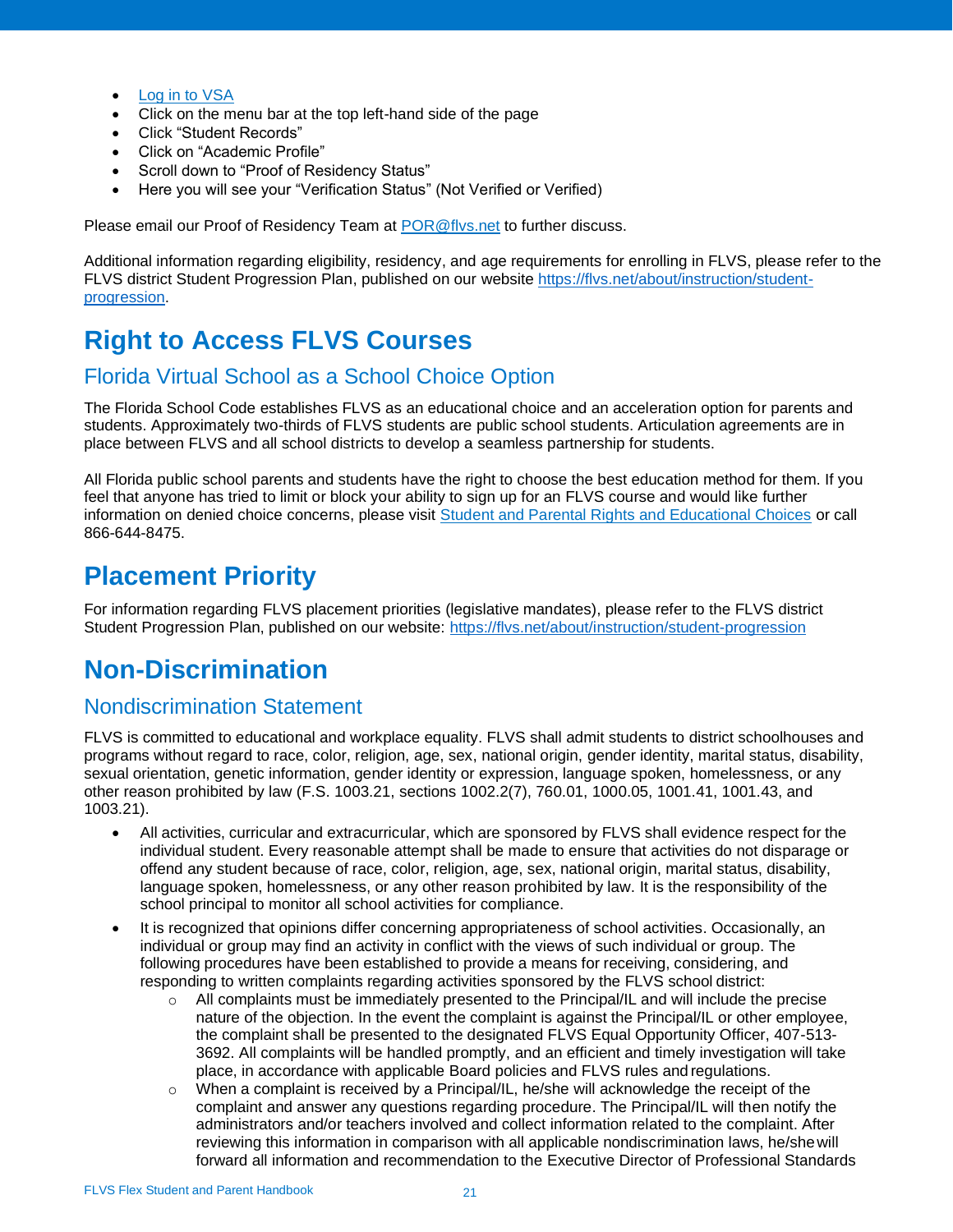- [Log in to VSA](#)
- Click on the menu bar at the top left-hand side of the page
- Click "Student Records"
- Click on "Academic Profile"
- Scroll down to "Proof of Residency Status"
- Here you will see your "Verification Status" (Not Verified or Verified)

Please email our Proof of Residency Team at [POR@flvs.net](mailto:POR@flvs.net) to further discuss.

Additional information regarding eligibility, residency, and age requirements for enrolling in FLVS, please refer to the FLVS district Student Progression Plan, published on our website [https://flvs.net/about/instruction/student-progression](https://flvs.net/about/instruction/student-progression).

# Right to Access FLVS Courses

## Florida Virtual School as a School Choice Option

The Florida School Code establishes FLVS as an educational choice and an acceleration option for parents and students. Approximately two-thirds of FLVS students are public school students. Articulation agreements are in place between FLVS and all school districts to develop a seamless partnership for students.

All Florida public school parents and students have the right to choose the best education method for them. If you feel that anyone has tried to limit or block your ability to sign up for an FLVS course and would like further information on denied choice concerns, please visit [Student and Parental Rights and Educational Choices](#) or call 866-644-8475.

# Placement Priority

For information regarding FLVS placement priorities (legislative mandates), please refer to the FLVS district Student Progression Plan, published on our website: [https://flvs.net/about/instruction/student-progression](https://flvs.net/about/instruction/student-progression)

# Non-Discrimination

## Nondiscrimination Statement

FLVS is committed to educational and workplace equality. FLVS shall admit students to district schoolhouses and programs without regard to race, color, religion, age, sex, national origin, gender identity, marital status, disability, sexual orientation, genetic information, gender identity or expression, language spoken, homelessness, or any other reason prohibited by law (F.S. 1003.21, sections 1002.2(7), 760.01, 1000.05, 1001.41, 1001.43, and 1003.21).

- All activities, curricular and extracurricular, which are sponsored by FLVS shall evidence respect for the individual student. Every reasonable attempt shall be made to ensure that activities do not disparage or offend any student because of race, color, religion, age, sex, national origin, marital status, disability, language spoken, homelessness, or any other reason prohibited by law. It is the responsibility of the school principal to monitor all school activities for compliance.
- It is recognized that opinions differ concerning appropriateness of school activities. Occasionally, an individual or group may find an activity in conflict with the views of such individual or group. The following procedures have been established to provide a means for receiving, considering, and responding to written complaints regarding activities sponsored by the FLVS school district:
  - All complaints must be immediately presented to the Principal/IL and will include the precise nature of the objection. In the event the complaint is against the Principal/IL or other employee, the complaint shall be presented to the designated FLVS Equal Opportunity Officer, 407-513-3692. All complaints will be handled promptly, and an efficient and timely investigation will take place, in accordance with applicable Board policies and FLVS rules and regulations.
  - When a complaint is received by a Principal/IL, he/she will acknowledge the receipt of the complaint and answer any questions regarding procedure. The Principal/IL will then notify the administrators and/or teachers involved and collect information related to the complaint. After reviewing this information in comparison with all applicable nondiscrimination laws, he/she will forward all information and recommendation to the Executive Director of Professional Standards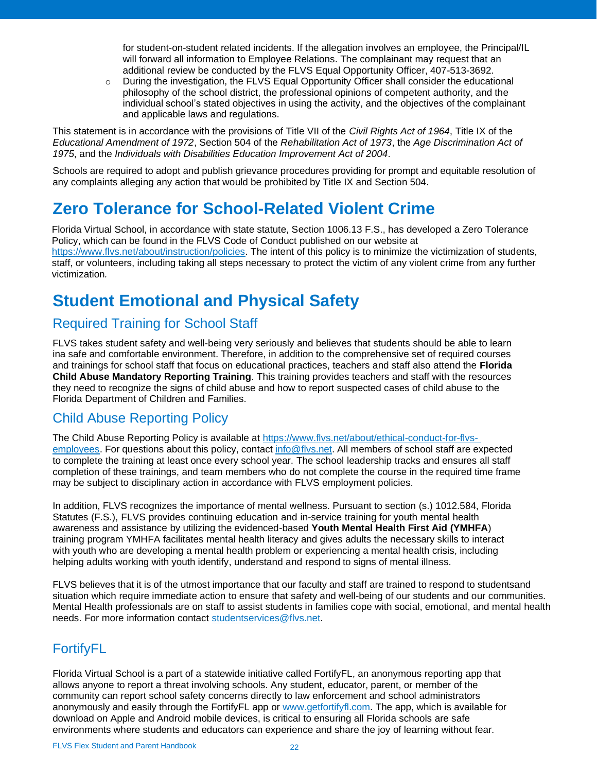for student-on-student related incidents. If the allegation involves an employee, the Principal/IL will forward all information to Employee Relations. The complainant may request that an additional review be conducted by the FLVS Equal Opportunity Officer, 407-513-3692.

- During the investigation, the FLVS Equal Opportunity Officer shall consider the educational philosophy of the school district, the professional opinions of competent authority, and the individual school's stated objectives in using the activity, and the objectives of the complainant and applicable laws and regulations.

This statement is in accordance with the provisions of Title VII of the *Civil Rights Act of 1964*, Title IX of the *Educational Amendment of 1972*, Section 504 of the *Rehabilitation Act of 1973*, the *Age Discrimination Act of 1975*, and the *Individuals with Disabilities Education Improvement Act of 2004*.

Schools are required to adopt and publish grievance procedures providing for prompt and equitable resolution of any complaints alleging any action that would be prohibited by Title IX and Section 504.

# Zero Tolerance for School-Related Violent Crime

Florida Virtual School, in accordance with state statute, Section 1006.13 F.S., has developed a Zero Tolerance Policy, which can be found in the FLVS Code of Conduct published on our website at https://www.flvs.net/about/instruction/policies. The intent of this policy is to minimize the victimization of students, staff, or volunteers, including taking all steps necessary to protect the victim of any violent crime from any further victimization.

# Student Emotional and Physical Safety

## Required Training for School Staff

FLVS takes student safety and well-being very seriously and believes that students should be able to learn ina safe and comfortable environment. Therefore, in addition to the comprehensive set of required courses and trainings for school staff that focus on educational practices, teachers and staff also attend the **Florida Child Abuse Mandatory Reporting Training**. This training provides teachers and staff with the resources they need to recognize the signs of child abuse and how to report suspected cases of child abuse to the Florida Department of Children and Families.

## Child Abuse Reporting Policy

The Child Abuse Reporting Policy is available at https://www.flvs.net/about/ethical-conduct-for-flvs-employees. For questions about this policy, contact info@flvs.net. All members of school staff are expected to complete the training at least once every school year. The school leadership tracks and ensures all staff completion of these trainings, and team members who do not complete the course in the required time frame may be subject to disciplinary action in accordance with FLVS employment policies.

In addition, FLVS recognizes the importance of mental wellness. Pursuant to section (s.) 1012.584, Florida Statutes (F.S.), FLVS provides continuing education and in-service training for youth mental health awareness and assistance by utilizing the evidenced-based **Youth Mental Health First Aid (YMHFA**) training program YMHFA facilitates mental health literacy and gives adults the necessary skills to interact with youth who are developing a mental health problem or experiencing a mental health crisis, including helping adults working with youth identify, understand and respond to signs of mental illness.

FLVS believes that it is of the utmost importance that our faculty and staff are trained to respond to studentsand situation which require immediate action to ensure that safety and well-being of our students and our communities. Mental Health professionals are on staff to assist students in families cope with social, emotional, and mental health needs. For more information contact studentservices@flvs.net.

## FortifyFL

Florida Virtual School is a part of a statewide initiative called FortifyFL, an anonymous reporting app that allows anyone to report a threat involving schools. Any student, educator, parent, or member of the community can report school safety concerns directly to law enforcement and school administrators anonymously and easily through the FortifyFL app or www.getfortifyfl.com. The app, which is available for download on Apple and Android mobile devices, is critical to ensuring all Florida schools are safe environments where students and educators can experience and share the joy of learning without fear.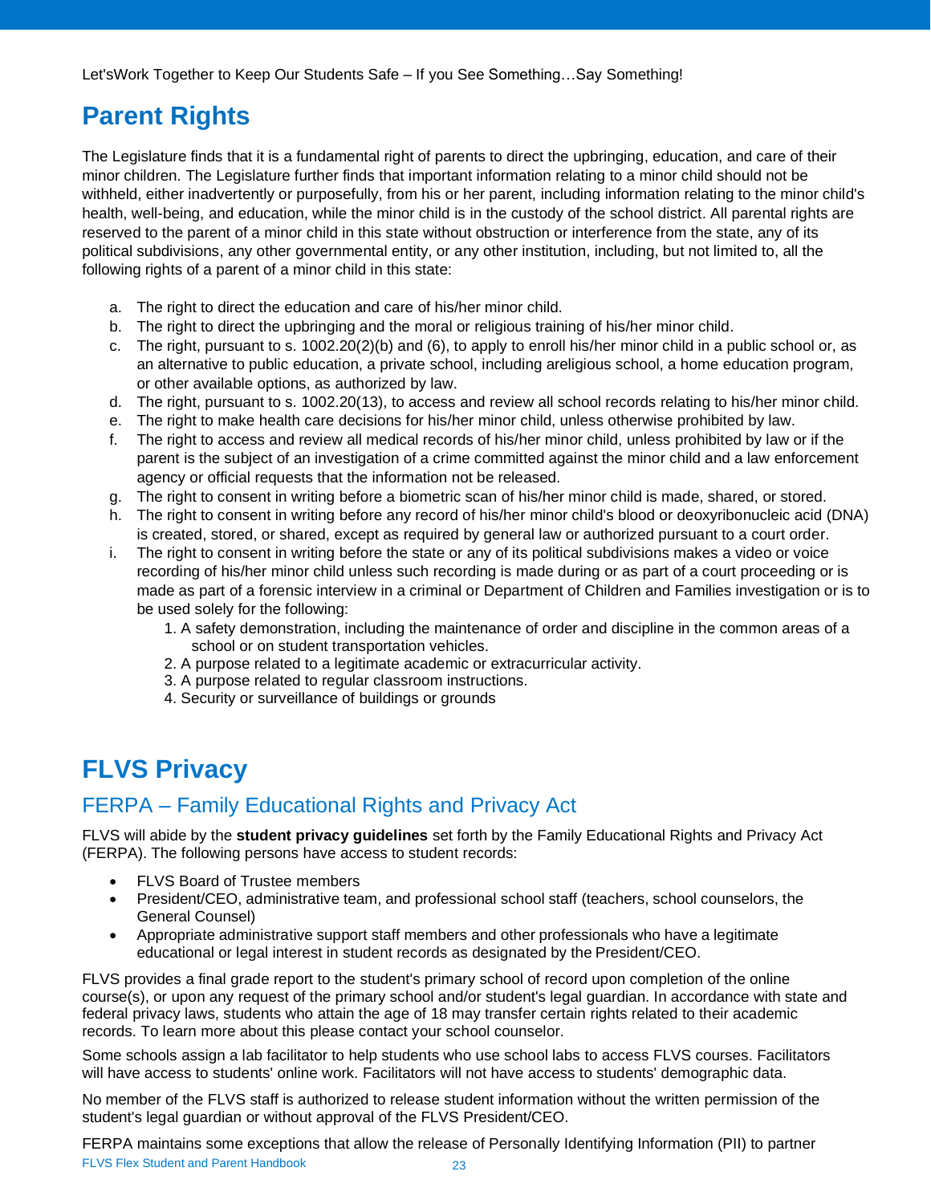Let'sWork Together to Keep Our Students Safe – If you See Something…Say Something!

# Parent Rights

The Legislature finds that it is a fundamental right of parents to direct the upbringing, education, and care of their minor children. The Legislature further finds that important information relating to a minor child should not be withheld, either inadvertently or purposefully, from his or her parent, including information relating to the minor child's health, well-being, and education, while the minor child is in the custody of the school district. All parental rights are reserved to the parent of a minor child in this state without obstruction or interference from the state, any of its political subdivisions, any other governmental entity, or any other institution, including, but not limited to, all the following rights of a parent of a minor child in this state:

a. The right to direct the education and care of his/her minor child.
b. The right to direct the upbringing and the moral or religious training of his/her minor child.
c. The right, pursuant to s. 1002.20(2)(b) and (6), to apply to enroll his/her minor child in a public school or, as an alternative to public education, a private school, including areligious school, a home education program, or other available options, as authorized by law.
d. The right, pursuant to s. 1002.20(13), to access and review all school records relating to his/her minor child.
e. The right to make health care decisions for his/her minor child, unless otherwise prohibited by law.
f. The right to access and review all medical records of his/her minor child, unless prohibited by law or if the parent is the subject of an investigation of a crime committed against the minor child and a law enforcement agency or official requests that the information not be released.
g. The right to consent in writing before a biometric scan of his/her minor child is made, shared, or stored.
h. The right to consent in writing before any record of his/her minor child's blood or deoxyribonucleic acid (DNA) is created, stored, or shared, except as required by general law or authorized pursuant to a court order.
i. The right to consent in writing before the state or any of its political subdivisions makes a video or voice recording of his/her minor child unless such recording is made during or as part of a court proceeding or is made as part of a forensic interview in a criminal or Department of Children and Families investigation or is to be used solely for the following:
    1. A safety demonstration, including the maintenance of order and discipline in the common areas of a school or on student transportation vehicles.
    2. A purpose related to a legitimate academic or extracurricular activity.
    3. A purpose related to regular classroom instructions.
    4. Security or surveillance of buildings or grounds

# FLVS Privacy

## FERPA – Family Educational Rights and Privacy Act

FLVS will abide by the **student privacy guidelines** set forth by the Family Educational Rights and Privacy Act (FERPA). The following persons have access to student records:

- FLVS Board of Trustee members
- President/CEO, administrative team, and professional school staff (teachers, school counselors, the General Counsel)
- Appropriate administrative support staff members and other professionals who have a legitimate educational or legal interest in student records as designated by the President/CEO.

FLVS provides a final grade report to the student's primary school of record upon completion of the online course(s), or upon any request of the primary school and/or student's legal guardian. In accordance with state and federal privacy laws, students who attain the age of 18 may transfer certain rights related to their academic records. To learn more about this please contact your school counselor.

Some schools assign a lab facilitator to help students who use school labs to access FLVS courses. Facilitators will have access to students' online work. Facilitators will not have access to students' demographic data.

No member of the FLVS staff is authorized to release student information without the written permission of the student's legal guardian or without approval of the FLVS President/CEO.

FERPA maintains some exceptions that allow the release of Personally Identifying Information (PII) to partner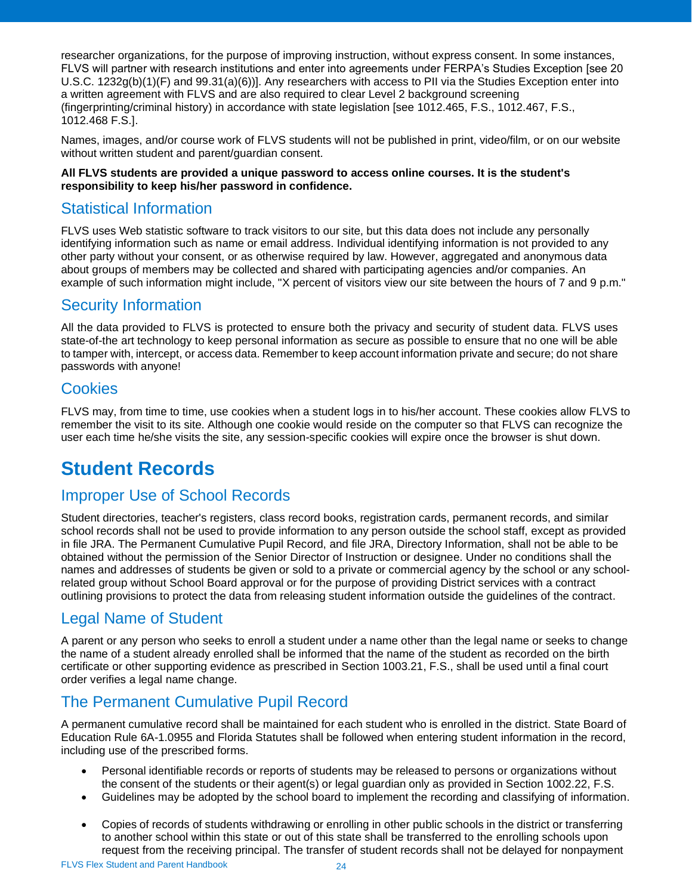researcher organizations, for the purpose of improving instruction, without express consent. In some instances, FLVS will partner with research institutions and enter into agreements under FERPA's Studies Exception [see 20 U.S.C. 1232g(b)(1)(F) and 99.31(a)(6))]. Any researchers with access to PII via the Studies Exception enter into a written agreement with FLVS and are also required to clear Level 2 background screening (fingerprinting/criminal history) in accordance with state legislation [see 1012.465, F.S., 1012.467, F.S., 1012.468 F.S.].

Names, images, and/or course work of FLVS students will not be published in print, video/film, or on our website without written student and parent/guardian consent.

**All FLVS students are provided a unique password to access online courses. It is the student's responsibility to keep his/her password in confidence.**

## Statistical Information

FLVS uses Web statistic software to track visitors to our site, but this data does not include any personally identifying information such as name or email address. Individual identifying information is not provided to any other party without your consent, or as otherwise required by law. However, aggregated and anonymous data about groups of members may be collected and shared with participating agencies and/or companies. An example of such information might include, "X percent of visitors view our site between the hours of 7 and 9 p.m."

## Security Information

All the data provided to FLVS is protected to ensure both the privacy and security of student data. FLVS uses state-of-the art technology to keep personal information as secure as possible to ensure that no one will be able to tamper with, intercept, or access data. Remember to keep account information private and secure; do not share passwords with anyone!

## Cookies

FLVS may, from time to time, use cookies when a student logs in to his/her account. These cookies allow FLVS to remember the visit to its site. Although one cookie would reside on the computer so that FLVS can recognize the user each time he/she visits the site, any session-specific cookies will expire once the browser is shut down.

# Student Records

## Improper Use of School Records

Student directories, teacher's registers, class record books, registration cards, permanent records, and similar school records shall not be used to provide information to any person outside the school staff, except as provided in file JRA. The Permanent Cumulative Pupil Record, and file JRA, Directory Information, shall not be able to be obtained without the permission of the Senior Director of Instruction or designee. Under no conditions shall the names and addresses of students be given or sold to a private or commercial agency by the school or any school-related group without School Board approval or for the purpose of providing District services with a contract outlining provisions to protect the data from releasing student information outside the guidelines of the contract.

## Legal Name of Student

A parent or any person who seeks to enroll a student under a name other than the legal name or seeks to change the name of a student already enrolled shall be informed that the name of the student as recorded on the birth certificate or other supporting evidence as prescribed in Section 1003.21, F.S., shall be used until a final court order verifies a legal name change.

## The Permanent Cumulative Pupil Record

A permanent cumulative record shall be maintained for each student who is enrolled in the district. State Board of Education Rule 6A-1.0955 and Florida Statutes shall be followed when entering student information in the record, including use of the prescribed forms.

- Personal identifiable records or reports of students may be released to persons or organizations without the consent of the students or their agent(s) or legal guardian only as provided in Section 1002.22, F.S.
- Guidelines may be adopted by the school board to implement the recording and classifying of information.
- Copies of records of students withdrawing or enrolling in other public schools in the district or transferring to another school within this state or out of this state shall be transferred to the enrolling schools upon request from the receiving principal. The transfer of student records shall not be delayed for nonpayment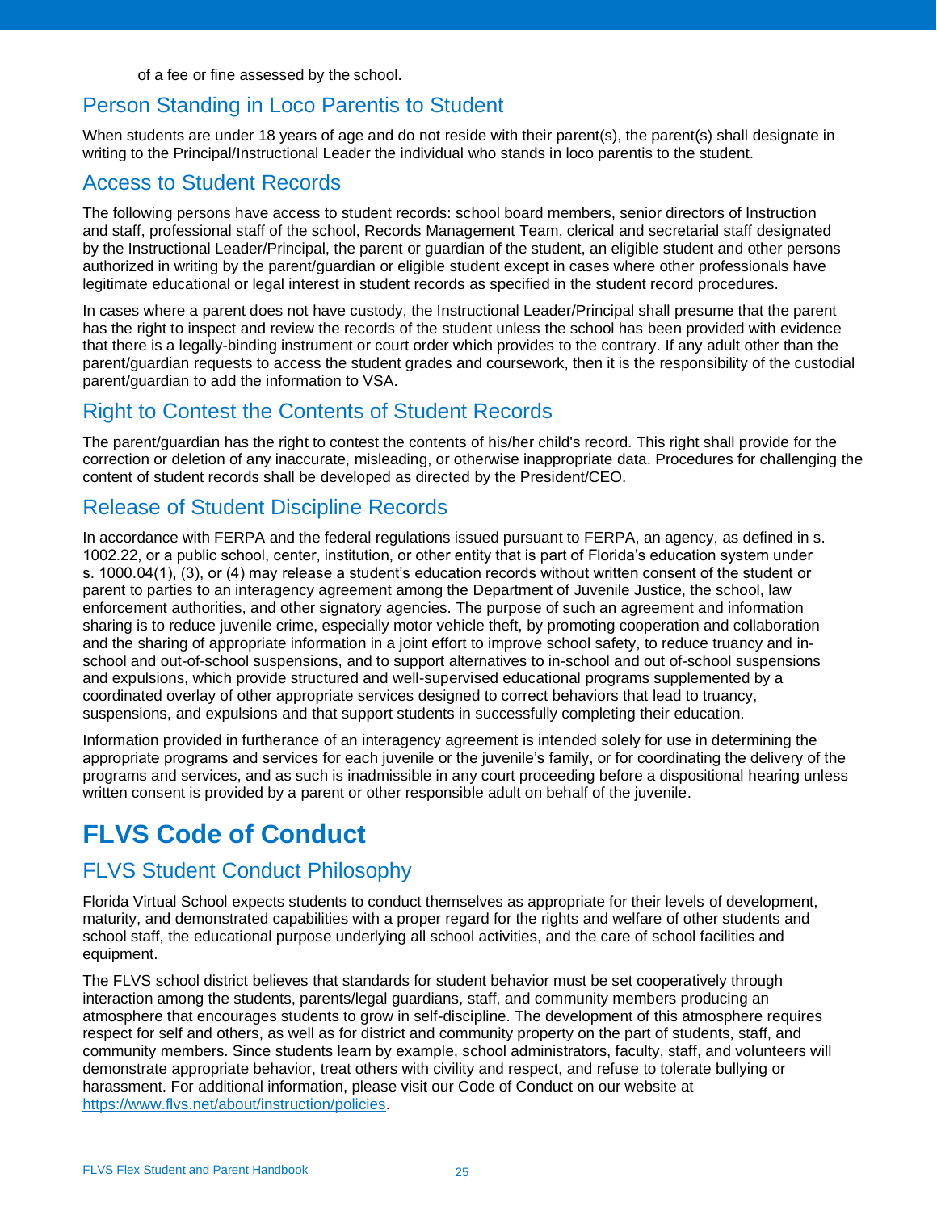of a fee or fine assessed by the school.

## Person Standing in Loco Parentis to Student

When students are under 18 years of age and do not reside with their parent(s), the parent(s) shall designate in writing to the Principal/Instructional Leader the individual who stands in loco parentis to the student.

## Access to Student Records

The following persons have access to student records: school board members, senior directors of Instruction and staff, professional staff of the school, Records Management Team, clerical and secretarial staff designated by the Instructional Leader/Principal, the parent or guardian of the student, an eligible student and other persons authorized in writing by the parent/guardian or eligible student except in cases where other professionals have legitimate educational or legal interest in student records as specified in the student record procedures.

In cases where a parent does not have custody, the Instructional Leader/Principal shall presume that the parent has the right to inspect and review the records of the student unless the school has been provided with evidence that there is a legally-binding instrument or court order which provides to the contrary. If any adult other than the parent/guardian requests to access the student grades and coursework, then it is the responsibility of the custodial parent/guardian to add the information to VSA.

## Right to Contest the Contents of Student Records

The parent/guardian has the right to contest the contents of his/her child's record. This right shall provide for the correction or deletion of any inaccurate, misleading, or otherwise inappropriate data. Procedures for challenging the content of student records shall be developed as directed by the President/CEO.

## Release of Student Discipline Records

In accordance with FERPA and the federal regulations issued pursuant to FERPA, an agency, as defined in s. 1002.22, or a public school, center, institution, or other entity that is part of Florida's education system under s. 1000.04(1), (3), or (4) may release a student's education records without written consent of the student or parent to parties to an interagency agreement among the Department of Juvenile Justice, the school, law enforcement authorities, and other signatory agencies. The purpose of such an agreement and information sharing is to reduce juvenile crime, especially motor vehicle theft, by promoting cooperation and collaboration and the sharing of appropriate information in a joint effort to improve school safety, to reduce truancy and in-school and out-of-school suspensions, and to support alternatives to in-school and out of-school suspensions and expulsions, which provide structured and well-supervised educational programs supplemented by a coordinated overlay of other appropriate services designed to correct behaviors that lead to truancy, suspensions, and expulsions and that support students in successfully completing their education.

Information provided in furtherance of an interagency agreement is intended solely for use in determining the appropriate programs and services for each juvenile or the juvenile's family, or for coordinating the delivery of the programs and services, and as such is inadmissible in any court proceeding before a dispositional hearing unless written consent is provided by a parent or other responsible adult on behalf of the juvenile.

# FLVS Code of Conduct

## FLVS Student Conduct Philosophy

Florida Virtual School expects students to conduct themselves as appropriate for their levels of development, maturity, and demonstrated capabilities with a proper regard for the rights and welfare of other students and school staff, the educational purpose underlying all school activities, and the care of school facilities and equipment.

The FLVS school district believes that standards for student behavior must be set cooperatively through interaction among the students, parents/legal guardians, staff, and community members producing an atmosphere that encourages students to grow in self-discipline. The development of this atmosphere requires respect for self and others, as well as for district and community property on the part of students, staff, and community members. Since students learn by example, school administrators, faculty, staff, and volunteers will demonstrate appropriate behavior, treat others with civility and respect, and refuse to tolerate bullying or harassment. For additional information, please visit our Code of Conduct on our website at https://www.flvs.net/about/instruction/policies.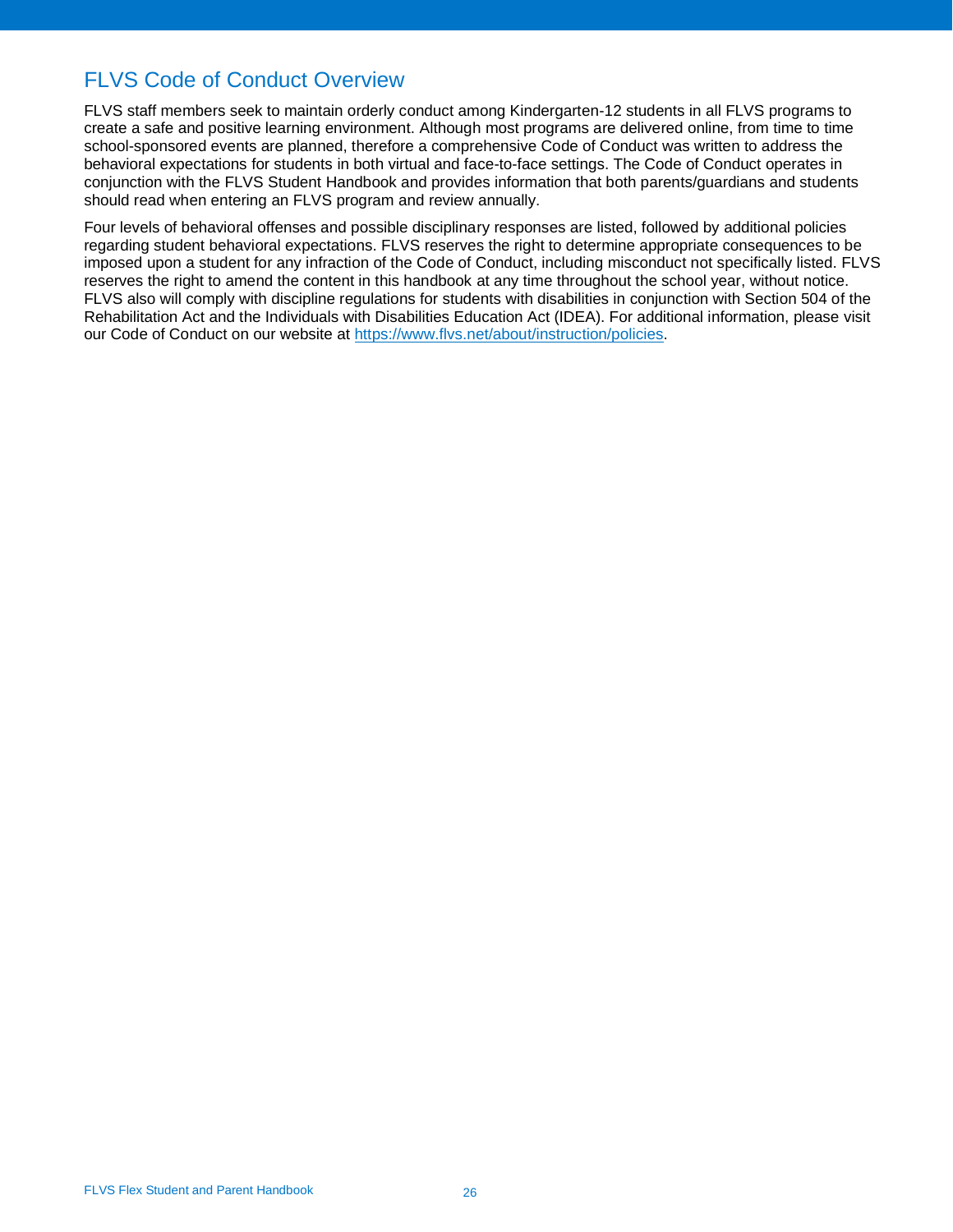## FLVS Code of Conduct Overview

FLVS staff members seek to maintain orderly conduct among Kindergarten-12 students in all FLVS programs to create a safe and positive learning environment. Although most programs are delivered online, from time to time school-sponsored events are planned, therefore a comprehensive Code of Conduct was written to address the behavioral expectations for students in both virtual and face-to-face settings. The Code of Conduct operates in conjunction with the FLVS Student Handbook and provides information that both parents/guardians and students should read when entering an FLVS program and review annually.

Four levels of behavioral offenses and possible disciplinary responses are listed, followed by additional policies regarding student behavioral expectations. FLVS reserves the right to determine appropriate consequences to be imposed upon a student for any infraction of the Code of Conduct, including misconduct not specifically listed. FLVS reserves the right to amend the content in this handbook at any time throughout the school year, without notice. FLVS also will comply with discipline regulations for students with disabilities in conjunction with Section 504 of the Rehabilitation Act and the Individuals with Disabilities Education Act (IDEA). For additional information, please visit our Code of Conduct on our website at [https://www.flvs.net/about/instruction/policies](https://www.flvs.net/about/instruction/policies).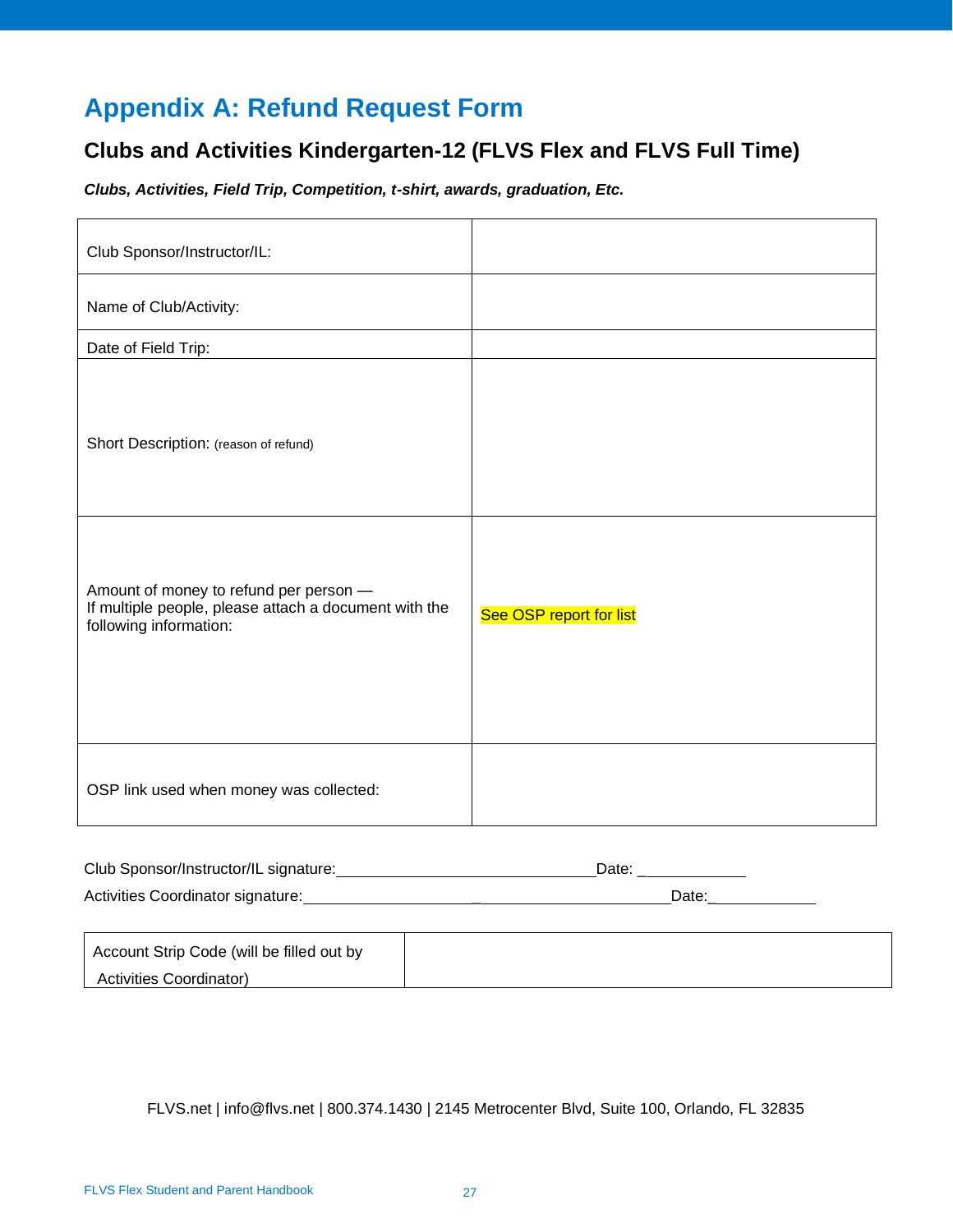# Appendix A: Refund Request Form

## Clubs and Activities Kindergarten-12 (FLVS Flex and FLVS Full Time)

***Clubs, Activities, Field Trip, Competition, t-shirt, awards, graduation, Etc.***

| | |
|---|---|
| Club Sponsor/Instructor/IL: | |
| Name of Club/Activity: | |
| Date of Field Trip: | |
| Short Description: (reason of refund) | |
| Amount of money to refund per person — If multiple people, please attach a document with the following information: | See OSP report for list |
| OSP link used when money was collected: | |

Club Sponsor/Instructor/IL signature:______________________________Date: _____________

Activities Coordinator signature:_____________________ _ ______________________Date:_____________

| | |
|---|---|
| Account Strip Code (will be filled out by Activities Coordinator) | |

FLVS.net | info@flvs.net | 800.374.1430 | 2145 Metrocenter Blvd, Suite 100, Orlando, FL 32835